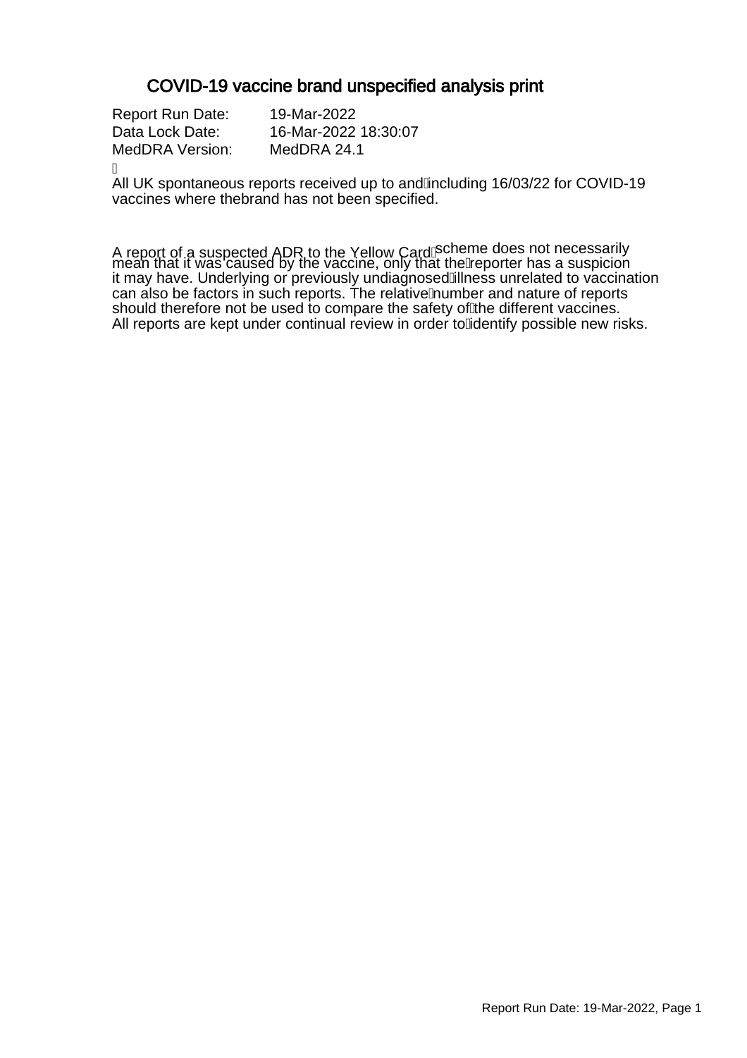# COVID-19 vaccine brand unspecified analysis print

Report Run Date: 19-Mar-2022
Data Lock Date: 16-Mar-2022 18:30:07
MedDRA Version: MedDRA 24.1

All UK spontaneous reports received up to and including 16/03/22 for COVID-19 vaccines where thebrand has not been specified.

A report of a suspected ADR to the Yellow Card scheme does not necessarily mean that it was caused by the vaccine, only that the reporter has a suspicion it may have. Underlying or previously undiagnosed illness unrelated to vaccination can also be factors in such reports. The relative number and nature of reports should therefore not be used to compare the safety of the different vaccines. All reports are kept under continual review in order to identify possible new risks.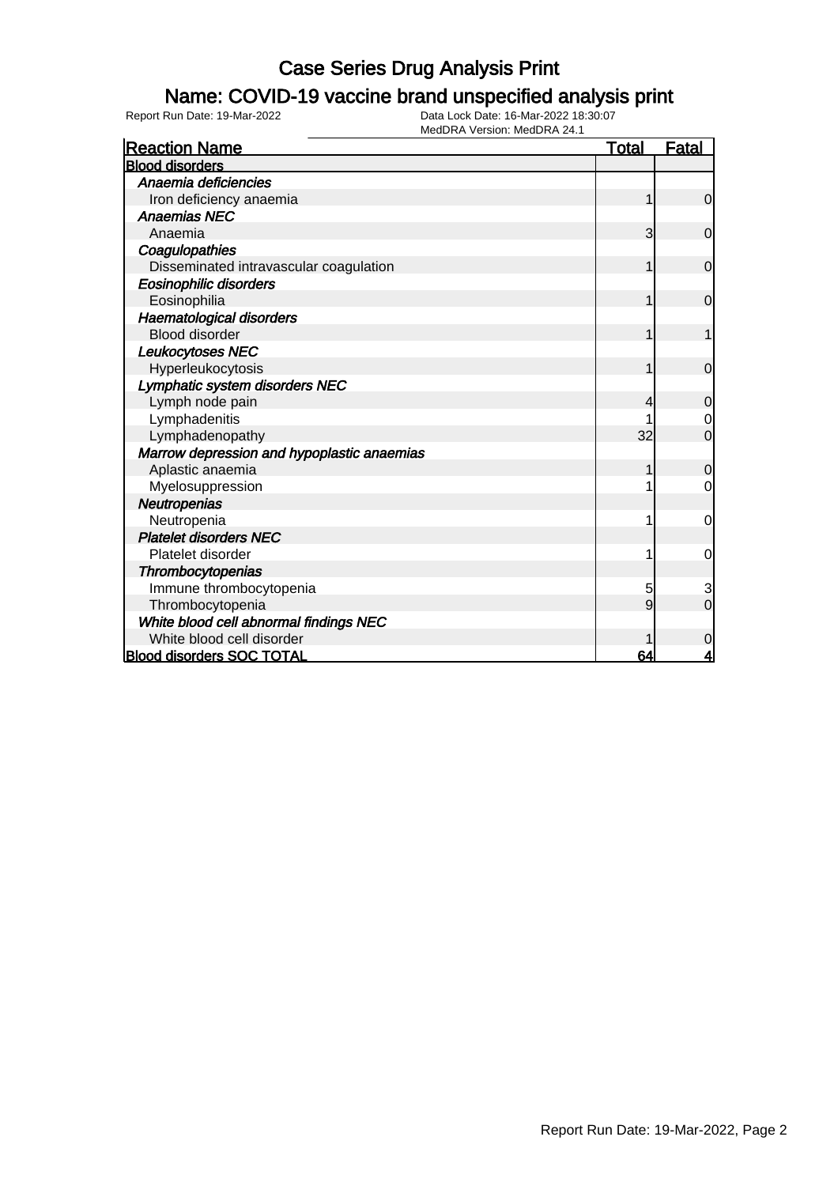# Case Series Drug Analysis Print

## Name: COVID-19 vaccine brand unspecified analysis print

Report Run Date: 19-Mar-2022

Data Lock Date: 16-Mar-2022 18:30:07
MedDRA Version: MedDRA 24.1

| Reaction Name | Total | Fatal |
|---|---|---|
| **Blood disorders** | | |
| ***Anaemia deficiencies*** | | |
| Iron deficiency anaemia | 1 | 0 |
| ***Anaemias NEC*** | | |
| Anaemia | 3 | 0 |
| ***Coagulopathies*** | | |
| Disseminated intravascular coagulation | 1 | 0 |
| ***Eosinophilic disorders*** | | |
| Eosinophilia | 1 | 0 |
| ***Haematological disorders*** | | |
| Blood disorder | 1 | 1 |
| ***Leukocytoses NEC*** | | |
| Hyperleukocytosis | 1 | 0 |
| ***Lymphatic system disorders NEC*** | | |
| Lymph node pain | 4 | 0 |
| Lymphadenitis | 1 | 0 |
| Lymphadenopathy | 32 | 0 |
| ***Marrow depression and hypoplastic anaemias*** | | |
| Aplastic anaemia | 1 | 0 |
| Myelosuppression | 1 | 0 |
| ***Neutropenias*** | | |
| Neutropenia | 1 | 0 |
| ***Platelet disorders NEC*** | | |
| Platelet disorder | 1 | 0 |
| ***Thrombocytopenias*** | | |
| Immune thrombocytopenia | 5 | 3 |
| Thrombocytopenia | 9 | 0 |
| ***White blood cell abnormal findings NEC*** | | |
| White blood cell disorder | 1 | 0 |
| **Blood disorders SOC TOTAL** | **64** | **4** |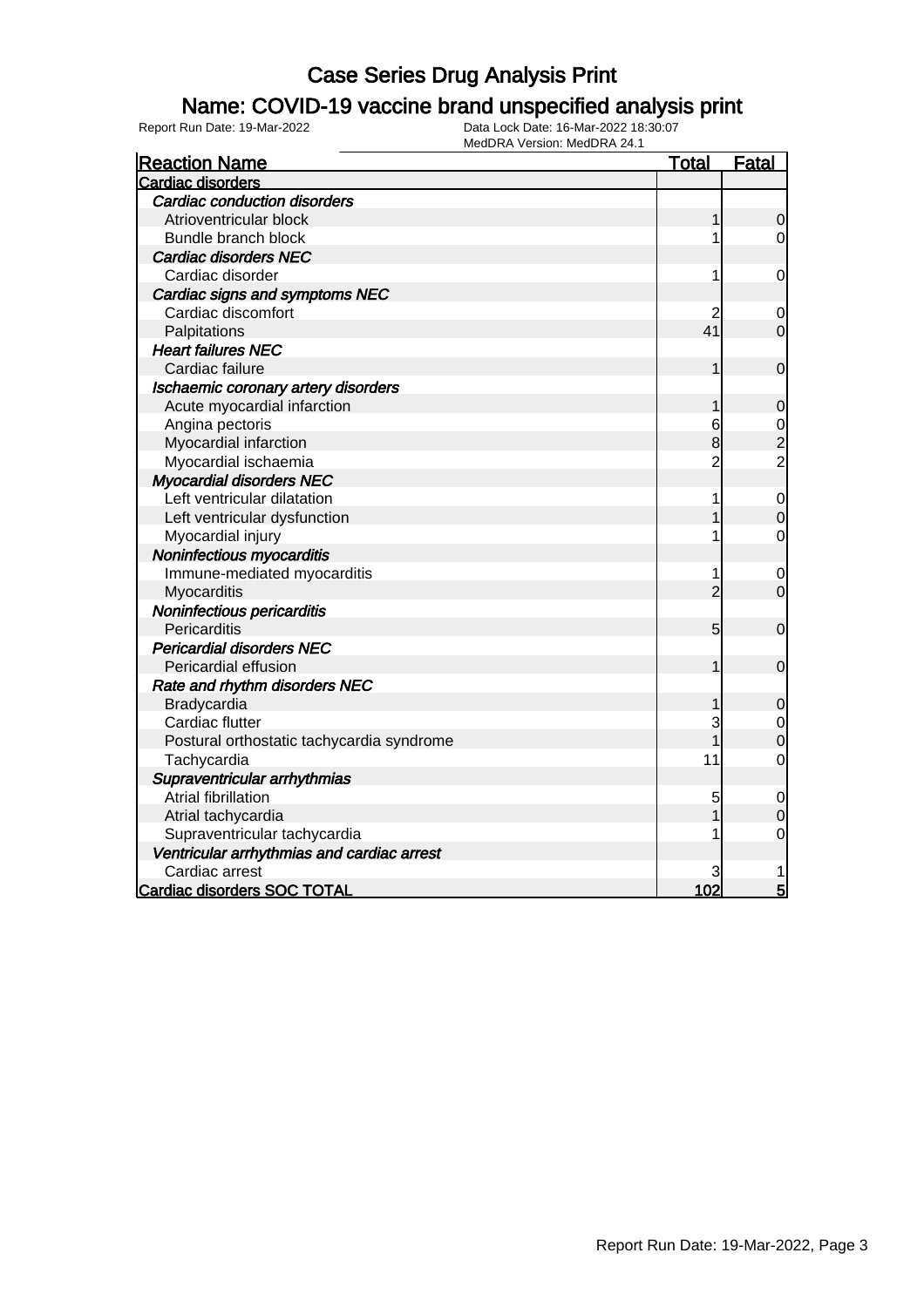# Case Series Drug Analysis Print

## Name: COVID-19 vaccine brand unspecified analysis print

Report Run Date: 19-Mar-2022    Data Lock Date: 16-Mar-2022 18:30:07
MedDRA Version: MedDRA 24.1

| Reaction Name | Total | Fatal |
|---|---|---|
| **Cardiac disorders** | | |
| ***Cardiac conduction disorders*** | | |
| Atrioventricular block | 1 | 0 |
| Bundle branch block | 1 | 0 |
| ***Cardiac disorders NEC*** | | |
| Cardiac disorder | 1 | 0 |
| ***Cardiac signs and symptoms NEC*** | | |
| Cardiac discomfort | 2 | 0 |
| Palpitations | 41 | 0 |
| ***Heart failures NEC*** | | |
| Cardiac failure | 1 | 0 |
| ***Ischaemic coronary artery disorders*** | | |
| Acute myocardial infarction | 1 | 0 |
| Angina pectoris | 6 | 0 |
| Myocardial infarction | 8 | 2 |
| Myocardial ischaemia | 2 | 2 |
| ***Myocardial disorders NEC*** | | |
| Left ventricular dilatation | 1 | 0 |
| Left ventricular dysfunction | 1 | 0 |
| Myocardial injury | 1 | 0 |
| ***Noninfectious myocarditis*** | | |
| Immune-mediated myocarditis | 1 | 0 |
| Myocarditis | 2 | 0 |
| ***Noninfectious pericarditis*** | | |
| Pericarditis | 5 | 0 |
| ***Pericardial disorders NEC*** | | |
| Pericardial effusion | 1 | 0 |
| ***Rate and rhythm disorders NEC*** | | |
| Bradycardia | 1 | 0 |
| Cardiac flutter | 3 | 0 |
| Postural orthostatic tachycardia syndrome | 1 | 0 |
| Tachycardia | 11 | 0 |
| ***Supraventricular arrhythmias*** | | |
| Atrial fibrillation | 5 | 0 |
| Atrial tachycardia | 1 | 0 |
| Supraventricular tachycardia | 1 | 0 |
| ***Ventricular arrhythmias and cardiac arrest*** | | |
| Cardiac arrest | 3 | 1 |
| **Cardiac disorders SOC TOTAL** | **102** | **5** |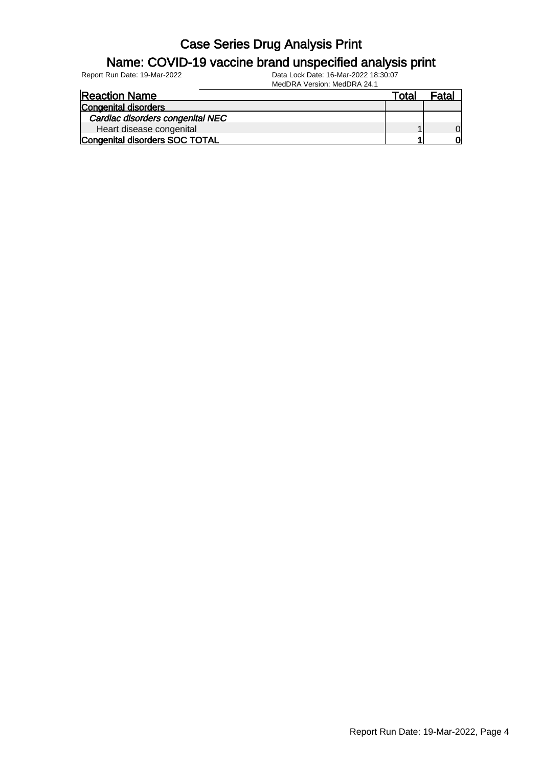# Case Series Drug Analysis Print

## Name: COVID-19 vaccine brand unspecified analysis print

Report Run Date: 19-Mar-2022

Data Lock Date: 16-Mar-2022 18:30:07

MedDRA Version: MedDRA 24.1

| Reaction Name | Total | Fatal |
|---|---|---|
| **Congenital disorders** | | |
| *Cardiac disorders congenital NEC* | | |
| Heart disease congenital | 1 | 0 |
| **Congenital disorders SOC TOTAL** | **1** | **0** |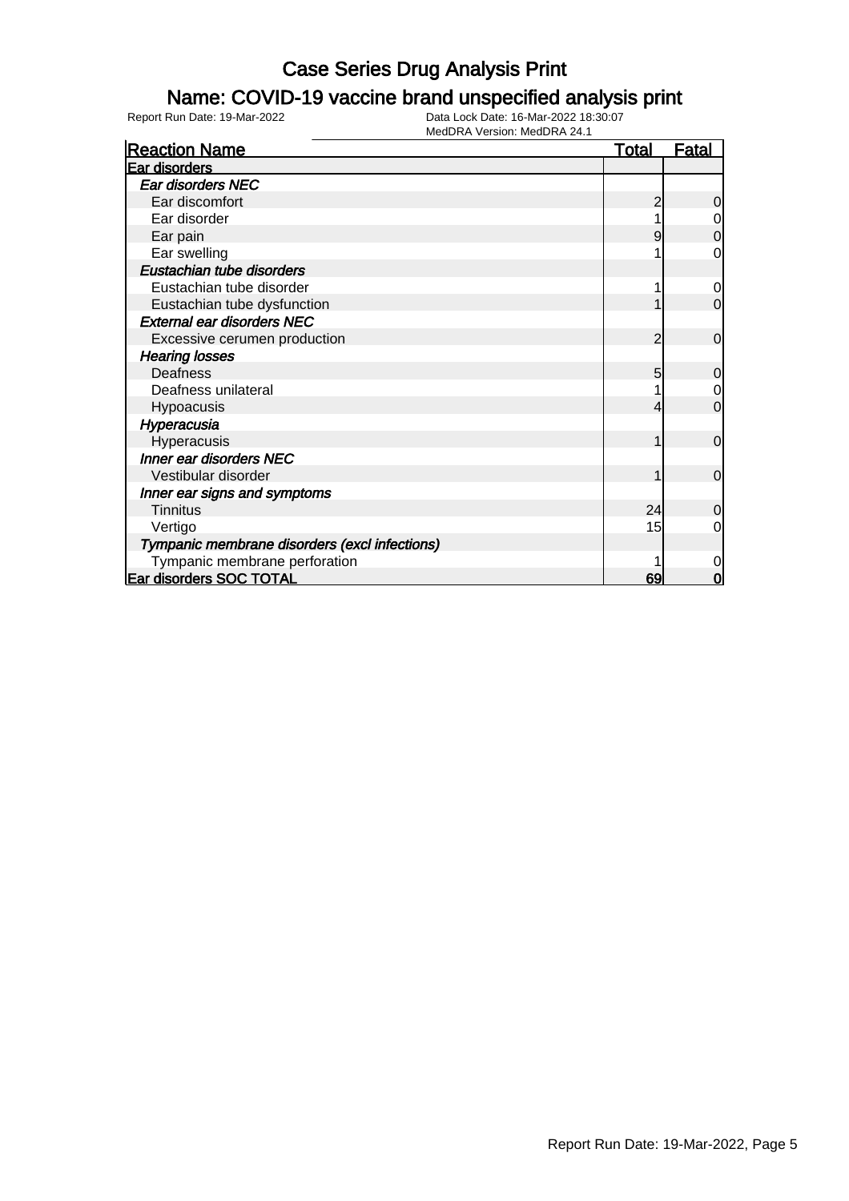# Case Series Drug Analysis Print

## Name: COVID-19 vaccine brand unspecified analysis print

Report Run Date: 19-Mar-2022

Data Lock Date: 16-Mar-2022 18:30:07
MedDRA Version: MedDRA 24.1

| Reaction Name | Total | Fatal |
|---|---|---|
| **Ear disorders** | | |
| *Ear disorders NEC* | | |
| Ear discomfort | 2 | 0 |
| Ear disorder | 1 | 0 |
| Ear pain | 9 | 0 |
| Ear swelling | 1 | 0 |
| *Eustachian tube disorders* | | |
| Eustachian tube disorder | 1 | 0 |
| Eustachian tube dysfunction | 1 | 0 |
| *External ear disorders NEC* | | |
| Excessive cerumen production | 2 | 0 |
| *Hearing losses* | | |
| Deafness | 5 | 0 |
| Deafness unilateral | 1 | 0 |
| Hypoacusis | 4 | 0 |
| *Hyperacusia* | | |
| Hyperacusis | 1 | 0 |
| *Inner ear disorders NEC* | | |
| Vestibular disorder | 1 | 0 |
| *Inner ear signs and symptoms* | | |
| Tinnitus | 24 | 0 |
| Vertigo | 15 | 0 |
| *Tympanic membrane disorders (excl infections)* | | |
| Tympanic membrane perforation | 1 | 0 |
| **Ear disorders SOC TOTAL** | **69** | **0** |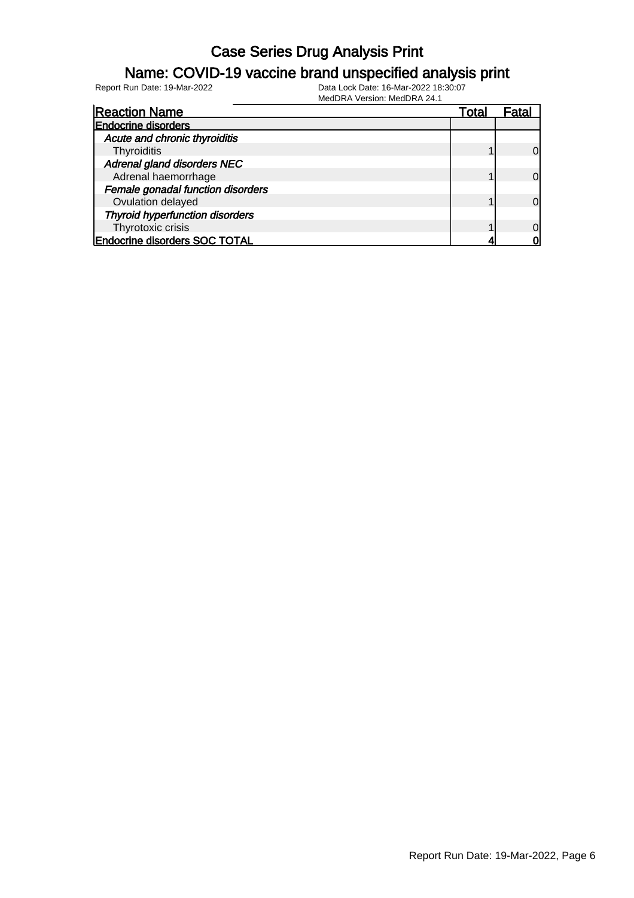# Case Series Drug Analysis Print

## Name: COVID-19 vaccine brand unspecified analysis print

Report Run Date: 19-Mar-2022

Data Lock Date: 16-Mar-2022 18:30:07

MedDRA Version: MedDRA 24.1

| Reaction Name | Total | Fatal |
|---|---|---|
| **Endocrine disorders** | | |
| *Acute and chronic thyroiditis* | | |
| Thyroiditis | 1 | 0 |
| *Adrenal gland disorders NEC* | | |
| Adrenal haemorrhage | 1 | 0 |
| *Female gonadal function disorders* | | |
| Ovulation delayed | 1 | 0 |
| *Thyroid hyperfunction disorders* | | |
| Thyrotoxic crisis | 1 | 0 |
| **Endocrine disorders SOC TOTAL** | **4** | **0** |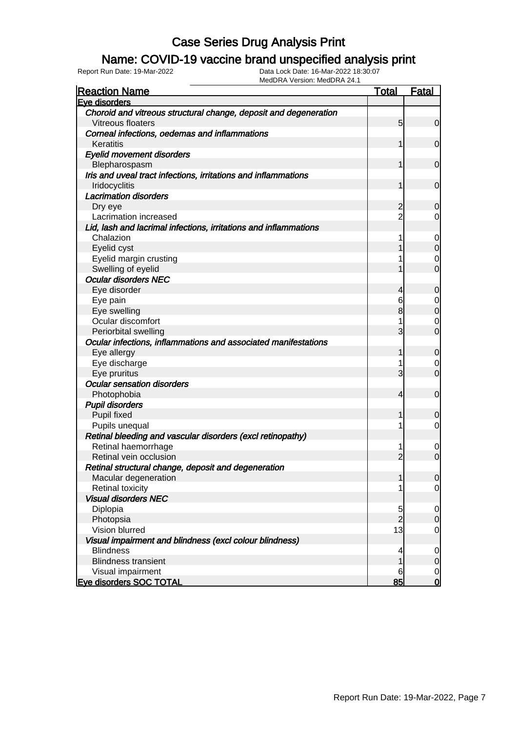# Case Series Drug Analysis Print

## Name: COVID-19 vaccine brand unspecified analysis print

Report Run Date: 19-Mar-2022

Data Lock Date: 16-Mar-2022 18:30:07

MedDRA Version: MedDRA 24.1

| Reaction Name | Total | Fatal |
|---|---|---|
| **Eye disorders** | | |
| *Choroid and vitreous structural change, deposit and degeneration* | | |
| Vitreous floaters | 5 | 0 |
| *Corneal infections, oedemas and inflammations* | | |
| Keratitis | 1 | 0 |
| *Eyelid movement disorders* | | |
| Blepharospasm | 1 | 0 |
| *Iris and uveal tract infections, irritations and inflammations* | | |
| Iridocyclitis | 1 | 0 |
| *Lacrimation disorders* | | |
| Dry eye | 2 | 0 |
| Lacrimation increased | 2 | 0 |
| *Lid, lash and lacrimal infections, irritations and inflammations* | | |
| Chalazion | 1 | 0 |
| Eyelid cyst | 1 | 0 |
| Eyelid margin crusting | 1 | 0 |
| Swelling of eyelid | 1 | 0 |
| *Ocular disorders NEC* | | |
| Eye disorder | 4 | 0 |
| Eye pain | 6 | 0 |
| Eye swelling | 8 | 0 |
| Ocular discomfort | 1 | 0 |
| Periorbital swelling | 3 | 0 |
| *Ocular infections, inflammations and associated manifestations* | | |
| Eye allergy | 1 | 0 |
| Eye discharge | 1 | 0 |
| Eye pruritus | 3 | 0 |
| *Ocular sensation disorders* | | |
| Photophobia | 4 | 0 |
| *Pupil disorders* | | |
| Pupil fixed | 1 | 0 |
| Pupils unequal | 1 | 0 |
| *Retinal bleeding and vascular disorders (excl retinopathy)* | | |
| Retinal haemorrhage | 1 | 0 |
| Retinal vein occlusion | 2 | 0 |
| *Retinal structural change, deposit and degeneration* | | |
| Macular degeneration | 1 | 0 |
| Retinal toxicity | 1 | 0 |
| *Visual disorders NEC* | | |
| Diplopia | 5 | 0 |
| Photopsia | 2 | 0 |
| Vision blurred | 13 | 0 |
| *Visual impairment and blindness (excl colour blindness)* | | |
| Blindness | 4 | 0 |
| Blindness transient | 1 | 0 |
| Visual impairment | 6 | 0 |
| **Eye disorders SOC TOTAL** | **85** | **0** |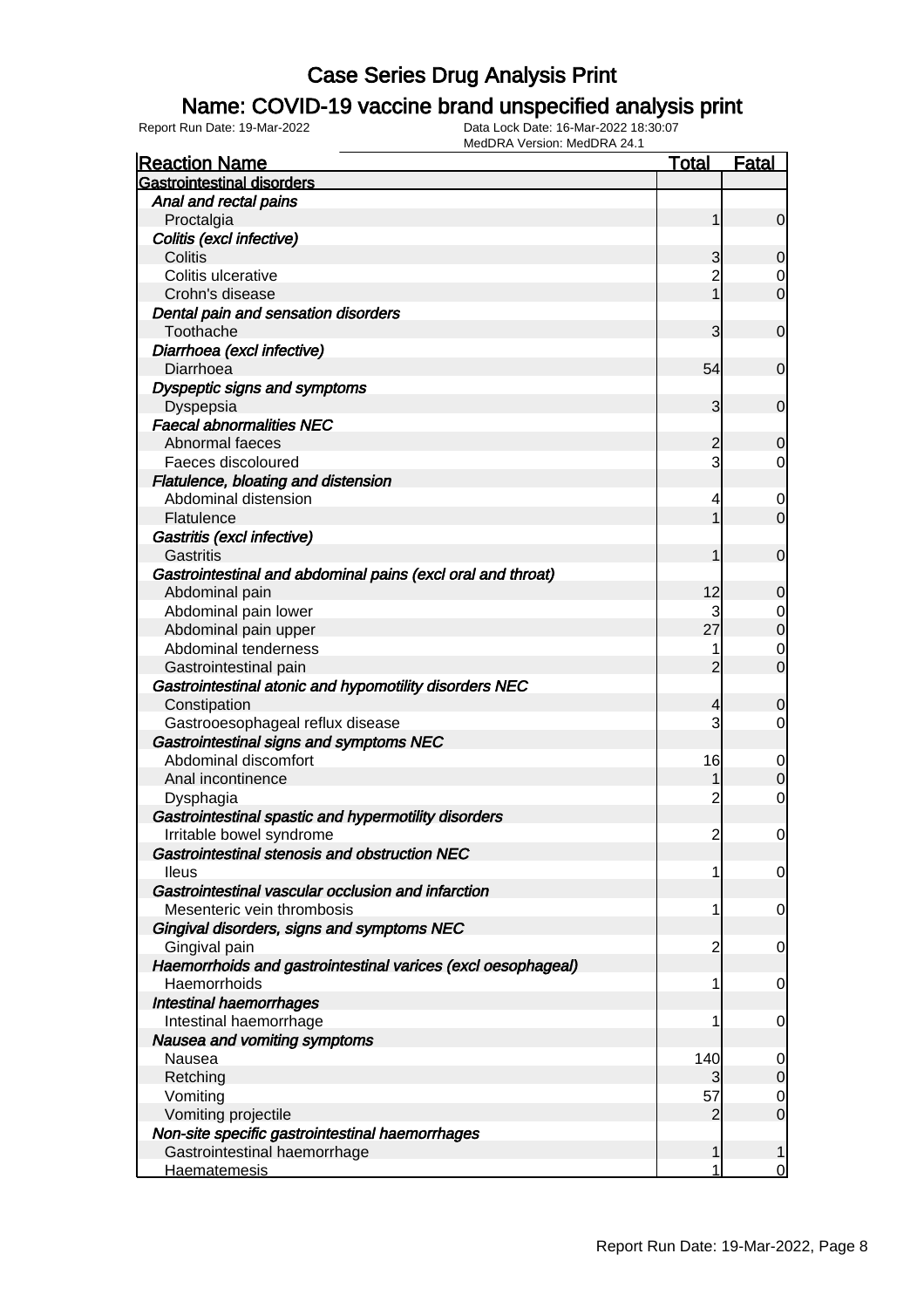# Case Series Drug Analysis Print

## Name: COVID-19 vaccine brand unspecified analysis print

Report Run Date: 19-Mar-2022    Data Lock Date: 16-Mar-2022 18:30:07
MedDRA Version: MedDRA 24.1

| Reaction Name | Total | Fatal |
|---|---|---|
| **Gastrointestinal disorders** | | |
| *Anal and rectal pains* | | |
| Proctalgia | 1 | 0 |
| *Colitis (excl infective)* | | |
| Colitis | 3 | 0 |
| Colitis ulcerative | 2 | 0 |
| Crohn's disease | 1 | 0 |
| *Dental pain and sensation disorders* | | |
| Toothache | 3 | 0 |
| *Diarrhoea (excl infective)* | | |
| Diarrhoea | 54 | 0 |
| *Dyspeptic signs and symptoms* | | |
| Dyspepsia | 3 | 0 |
| *Faecal abnormalities NEC* | | |
| Abnormal faeces | 2 | 0 |
| Faeces discoloured | 3 | 0 |
| *Flatulence, bloating and distension* | | |
| Abdominal distension | 4 | 0 |
| Flatulence | 1 | 0 |
| *Gastritis (excl infective)* | | |
| Gastritis | 1 | 0 |
| *Gastrointestinal and abdominal pains (excl oral and throat)* | | |
| Abdominal pain | 12 | 0 |
| Abdominal pain lower | 3 | 0 |
| Abdominal pain upper | 27 | 0 |
| Abdominal tenderness | 1 | 0 |
| Gastrointestinal pain | 2 | 0 |
| *Gastrointestinal atonic and hypomotility disorders NEC* | | |
| Constipation | 4 | 0 |
| Gastrooesophageal reflux disease | 3 | 0 |
| *Gastrointestinal signs and symptoms NEC* | | |
| Abdominal discomfort | 16 | 0 |
| Anal incontinence | 1 | 0 |
| Dysphagia | 2 | 0 |
| *Gastrointestinal spastic and hypermotility disorders* | | |
| Irritable bowel syndrome | 2 | 0 |
| *Gastrointestinal stenosis and obstruction NEC* | | |
| Ileus | 1 | 0 |
| *Gastrointestinal vascular occlusion and infarction* | | |
| Mesenteric vein thrombosis | 1 | 0 |
| *Gingival disorders, signs and symptoms NEC* | | |
| Gingival pain | 2 | 0 |
| *Haemorrhoids and gastrointestinal varices (excl oesophageal)* | | |
| Haemorrhoids | 1 | 0 |
| *Intestinal haemorrhages* | | |
| Intestinal haemorrhage | 1 | 0 |
| *Nausea and vomiting symptoms* | | |
| Nausea | 140 | 0 |
| Retching | 3 | 0 |
| Vomiting | 57 | 0 |
| Vomiting projectile | 2 | 0 |
| *Non-site specific gastrointestinal haemorrhages* | | |
| Gastrointestinal haemorrhage | 1 | 1 |
| Haematemesis | 1 | 0 |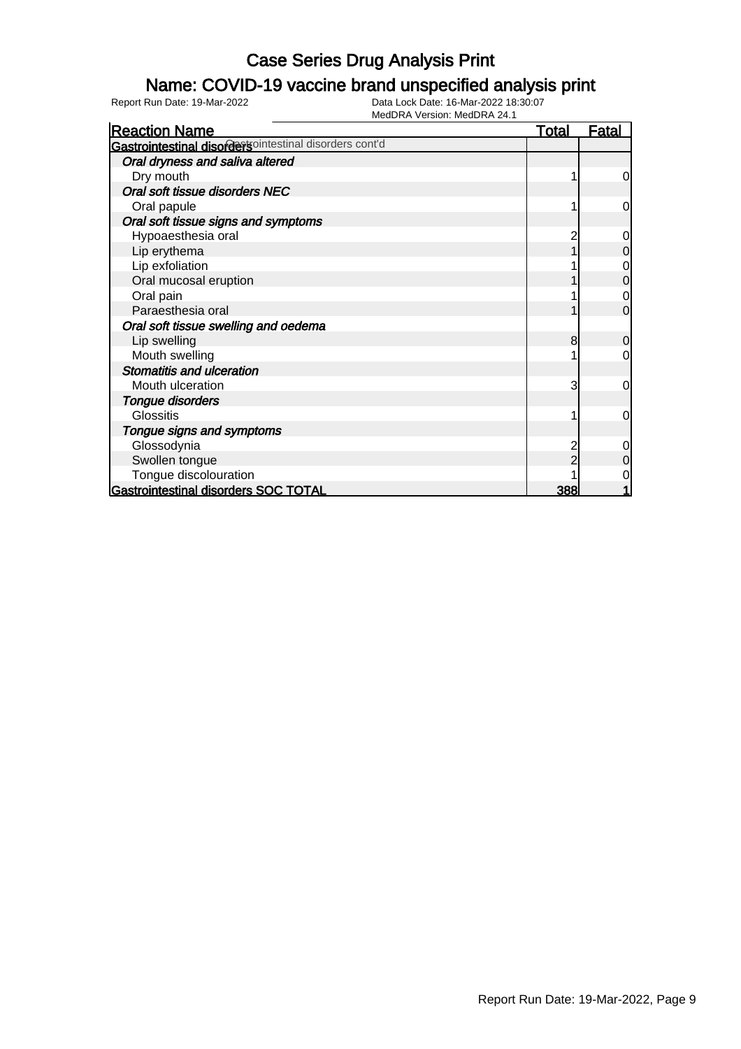# Case Series Drug Analysis Print

## Name: COVID-19 vaccine brand unspecified analysis print

Report Run Date: 19-Mar-2022

Data Lock Date: 16-Mar-2022 18:30:07

MedDRA Version: MedDRA 24.1

| Reaction Name | Total | Fatal |
|---|---|---|
| **Gastrointestinal disorders** Gastrointestinal disorders cont'd | | |
| ***Oral dryness and saliva altered*** | | |
| Dry mouth | 1 | 0 |
| ***Oral soft tissue disorders NEC*** | | |
| Oral papule | 1 | 0 |
| ***Oral soft tissue signs and symptoms*** | | |
| Hypoaesthesia oral | 2 | 0 |
| Lip erythema | 1 | 0 |
| Lip exfoliation | 1 | 0 |
| Oral mucosal eruption | 1 | 0 |
| Oral pain | 1 | 0 |
| Paraesthesia oral | 1 | 0 |
| ***Oral soft tissue swelling and oedema*** | | |
| Lip swelling | 8 | 0 |
| Mouth swelling | 1 | 0 |
| ***Stomatitis and ulceration*** | | |
| Mouth ulceration | 3 | 0 |
| ***Tongue disorders*** | | |
| Glossitis | 1 | 0 |
| ***Tongue signs and symptoms*** | | |
| Glossodynia | 2 | 0 |
| Swollen tongue | 2 | 0 |
| Tongue discolouration | 1 | 0 |
| **Gastrointestinal disorders SOC TOTAL** | **388** | **1** |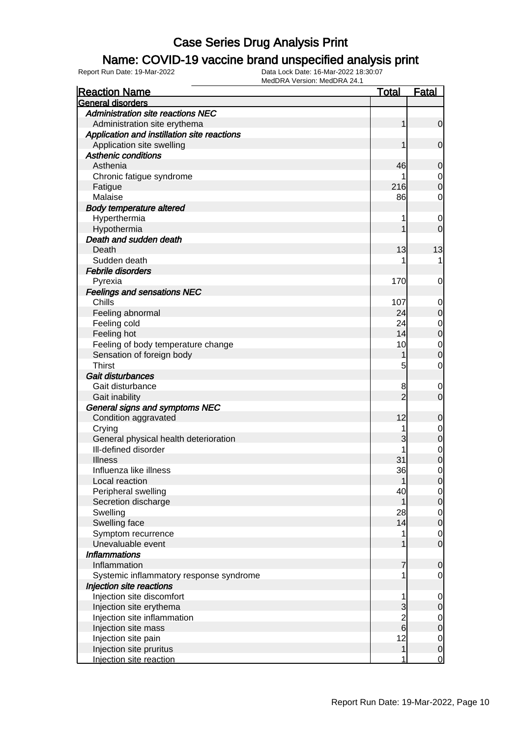# Case Series Drug Analysis Print

## Name: COVID-19 vaccine brand unspecified analysis print

Report Run Date: 19-Mar-2022 Data Lock Date: 16-Mar-2022 18:30:07
MedDRA Version: MedDRA 24.1

| Reaction Name | Total | Fatal |
|---|---|---|
| **General disorders** | | |
| *Administration site reactions NEC* | | |
| Administration site erythema | 1 | 0 |
| *Application and instillation site reactions* | | |
| Application site swelling | 1 | 0 |
| *Asthenic conditions* | | |
| Asthenia | 46 | 0 |
| Chronic fatigue syndrome | 1 | 0 |
| Fatigue | 216 | 0 |
| Malaise | 86 | 0 |
| *Body temperature altered* | | |
| Hyperthermia | 1 | 0 |
| Hypothermia | 1 | 0 |
| *Death and sudden death* | | |
| Death | 13 | 13 |
| Sudden death | 1 | 1 |
| *Febrile disorders* | | |
| Pyrexia | 170 | 0 |
| *Feelings and sensations NEC* | | |
| Chills | 107 | 0 |
| Feeling abnormal | 24 | 0 |
| Feeling cold | 24 | 0 |
| Feeling hot | 14 | 0 |
| Feeling of body temperature change | 10 | 0 |
| Sensation of foreign body | 1 | 0 |
| Thirst | 5 | 0 |
| *Gait disturbances* | | |
| Gait disturbance | 8 | 0 |
| Gait inability | 2 | 0 |
| *General signs and symptoms NEC* | | |
| Condition aggravated | 12 | 0 |
| Crying | 1 | 0 |
| General physical health deterioration | 3 | 0 |
| Ill-defined disorder | 1 | 0 |
| Illness | 31 | 0 |
| Influenza like illness | 36 | 0 |
| Local reaction | 1 | 0 |
| Peripheral swelling | 40 | 0 |
| Secretion discharge | 1 | 0 |
| Swelling | 28 | 0 |
| Swelling face | 14 | 0 |
| Symptom recurrence | 1 | 0 |
| Unevaluable event | 1 | 0 |
| *Inflammations* | | |
| Inflammation | 7 | 0 |
| Systemic inflammatory response syndrome | 1 | 0 |
| *Injection site reactions* | | |
| Injection site discomfort | 1 | 0 |
| Injection site erythema | 3 | 0 |
| Injection site inflammation | 2 | 0 |
| Injection site mass | 6 | 0 |
| Injection site pain | 12 | 0 |
| Injection site pruritus | 1 | 0 |
| Injection site reaction | 1 | 0 |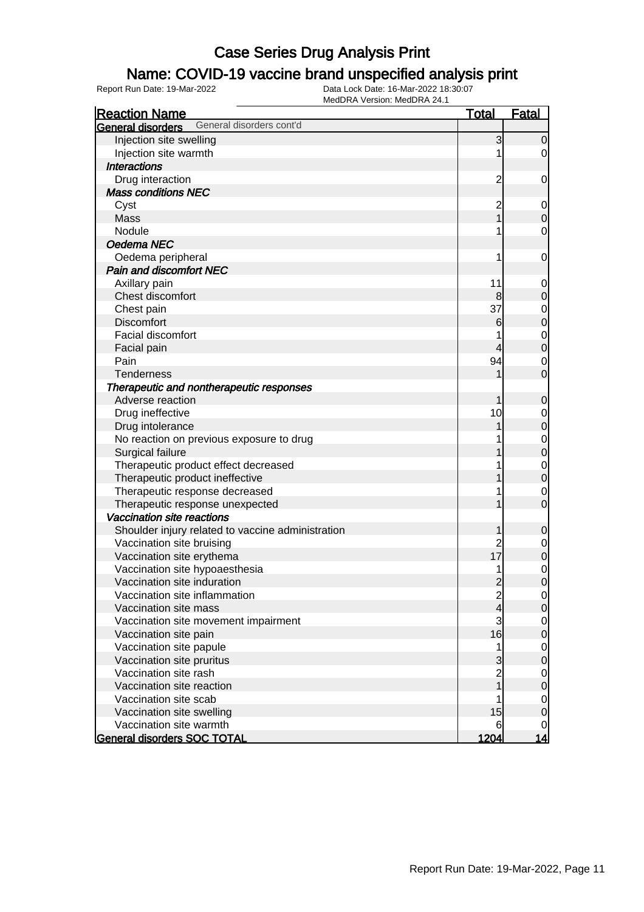# Case Series Drug Analysis Print

## Name: COVID-19 vaccine brand unspecified analysis print

Report Run Date: 19-Mar-2022

Data Lock Date: 16-Mar-2022 18:30:07

MedDRA Version: MedDRA 24.1

| Reaction Name | Total | Fatal |
|---|---|---|
| **General disorders** General disorders cont'd | | |
| Injection site swelling | 3 | 0 |
| Injection site warmth | 1 | 0 |
| ***Interactions*** | | |
| Drug interaction | 2 | 0 |
| ***Mass conditions NEC*** | | |
| Cyst | 2 | 0 |
| Mass | 1 | 0 |
| Nodule | 1 | 0 |
| ***Oedema NEC*** | | |
| Oedema peripheral | 1 | 0 |
| ***Pain and discomfort NEC*** | | |
| Axillary pain | 11 | 0 |
| Chest discomfort | 8 | 0 |
| Chest pain | 37 | 0 |
| Discomfort | 6 | 0 |
| Facial discomfort | 1 | 0 |
| Facial pain | 4 | 0 |
| Pain | 94 | 0 |
| Tenderness | 1 | 0 |
| ***Therapeutic and nontherapeutic responses*** | | |
| Adverse reaction | 1 | 0 |
| Drug ineffective | 10 | 0 |
| Drug intolerance | 1 | 0 |
| No reaction on previous exposure to drug | 1 | 0 |
| Surgical failure | 1 | 0 |
| Therapeutic product effect decreased | 1 | 0 |
| Therapeutic product ineffective | 1 | 0 |
| Therapeutic response decreased | 1 | 0 |
| Therapeutic response unexpected | 1 | 0 |
| ***Vaccination site reactions*** | | |
| Shoulder injury related to vaccine administration | 1 | 0 |
| Vaccination site bruising | 2 | 0 |
| Vaccination site erythema | 17 | 0 |
| Vaccination site hypoaesthesia | 1 | 0 |
| Vaccination site induration | 2 | 0 |
| Vaccination site inflammation | 2 | 0 |
| Vaccination site mass | 4 | 0 |
| Vaccination site movement impairment | 3 | 0 |
| Vaccination site pain | 16 | 0 |
| Vaccination site papule | 1 | 0 |
| Vaccination site pruritus | 3 | 0 |
| Vaccination site rash | 2 | 0 |
| Vaccination site reaction | 1 | 0 |
| Vaccination site scab | 1 | 0 |
| Vaccination site swelling | 15 | 0 |
| Vaccination site warmth | 6 | 0 |
| **General disorders SOC TOTAL** | **1204** | **14** |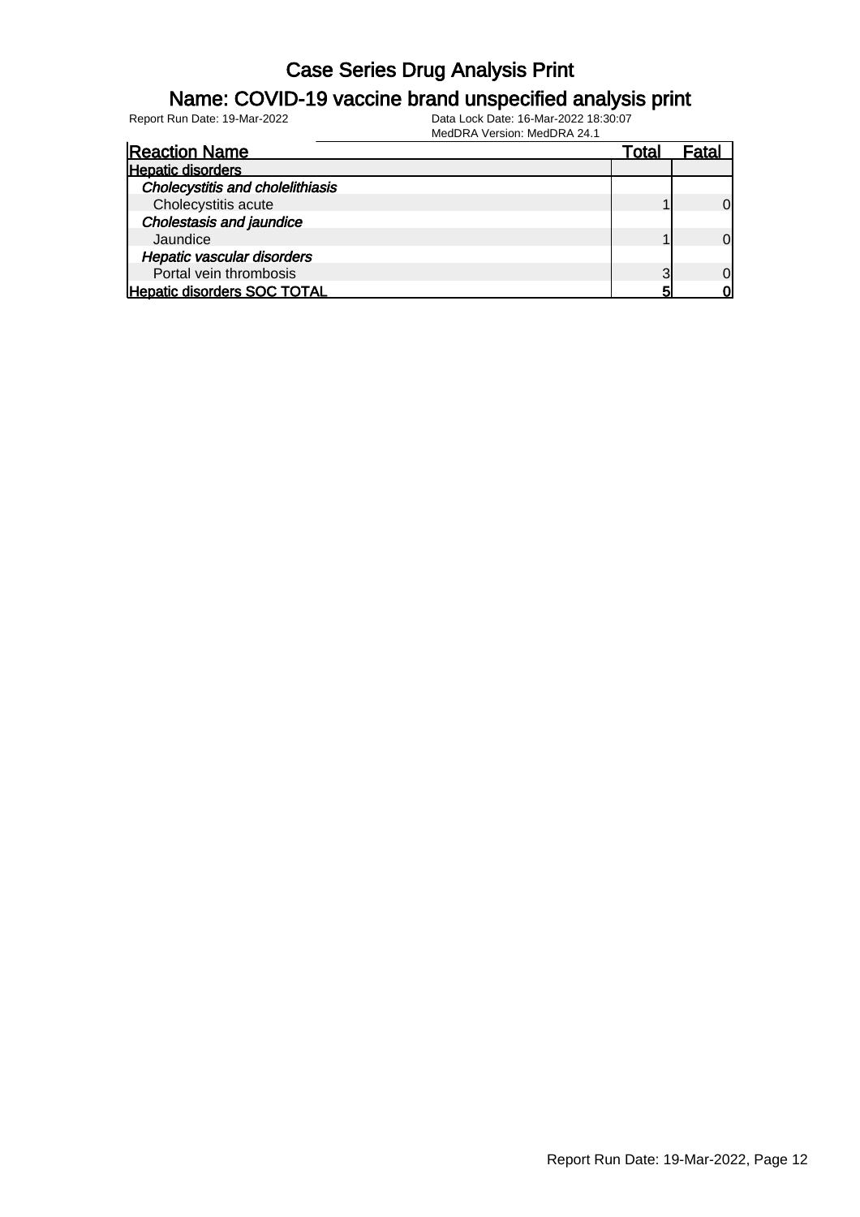# Case Series Drug Analysis Print

## Name: COVID-19 vaccine brand unspecified analysis print

Report Run Date: 19-Mar-2022

Data Lock Date: 16-Mar-2022 18:30:07

MedDRA Version: MedDRA 24.1

| Reaction Name | Total | Fatal |
|---|---|---|
| **Hepatic disorders** | | |
| ***Cholecystitis and cholelithiasis*** | | |
| Cholecystitis acute | 1 | 0 |
| ***Cholestasis and jaundice*** | | |
| Jaundice | 1 | 0 |
| ***Hepatic vascular disorders*** | | |
| Portal vein thrombosis | 3 | 0 |
| **Hepatic disorders SOC TOTAL** | **5** | **0** |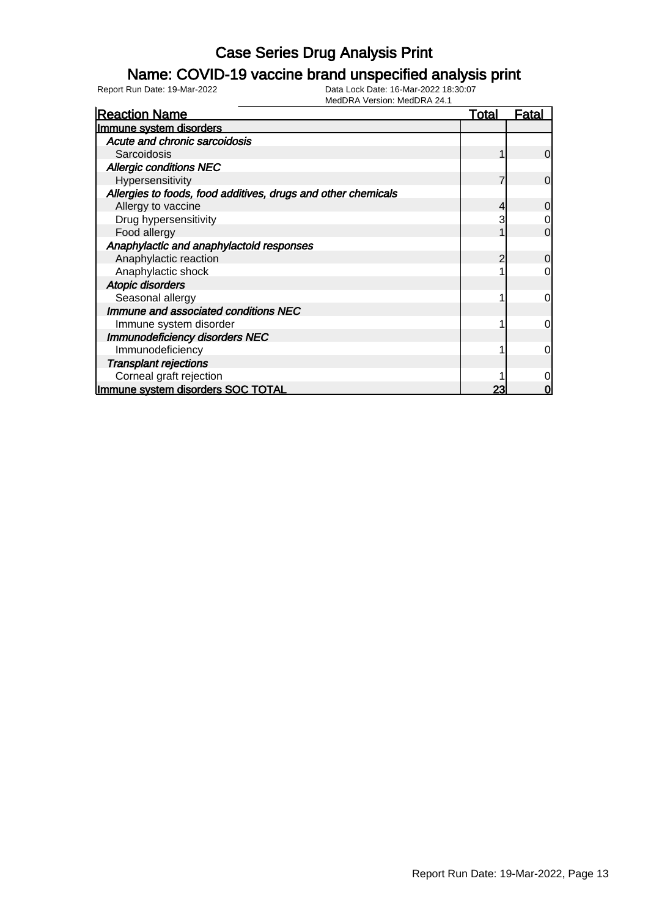# Case Series Drug Analysis Print

## Name: COVID-19 vaccine brand unspecified analysis print

Report Run Date: 19-Mar-2022

Data Lock Date: 16-Mar-2022 18:30:07

MedDRA Version: MedDRA 24.1

| Reaction Name | Total | Fatal |
|---|---|---|
| **Immune system disorders** | | |
| *Acute and chronic sarcoidosis* | | |
| Sarcoidosis | 1 | 0 |
| *Allergic conditions NEC* | | |
| Hypersensitivity | 7 | 0 |
| *Allergies to foods, food additives, drugs and other chemicals* | | |
| Allergy to vaccine | 4 | 0 |
| Drug hypersensitivity | 3 | 0 |
| Food allergy | 1 | 0 |
| *Anaphylactic and anaphylactoid responses* | | |
| Anaphylactic reaction | 2 | 0 |
| Anaphylactic shock | 1 | 0 |
| *Atopic disorders* | | |
| Seasonal allergy | 1 | 0 |
| *Immune and associated conditions NEC* | | |
| Immune system disorder | 1 | 0 |
| *Immunodeficiency disorders NEC* | | |
| Immunodeficiency | 1 | 0 |
| *Transplant rejections* | | |
| Corneal graft rejection | 1 | 0 |
| **Immune system disorders SOC TOTAL** | **23** | **0** |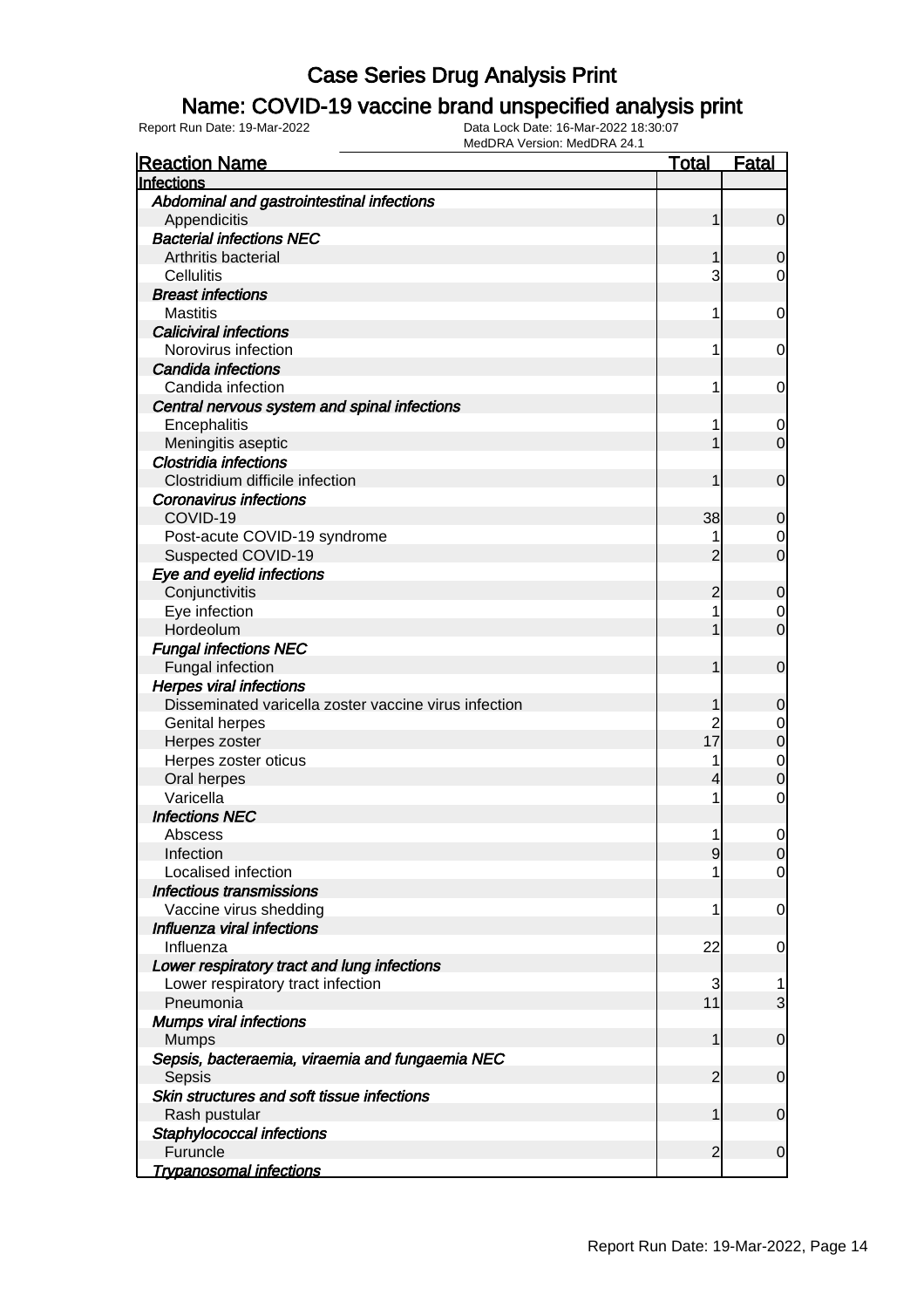# Case Series Drug Analysis Print

## Name: COVID-19 vaccine brand unspecified analysis print

Report Run Date: 19-Mar-2022 | Data Lock Date: 16-Mar-2022 18:30:07 | MedDRA Version: MedDRA 24.1

| Reaction Name | Total | Fatal |
|---|---|---|
| **Infections** | | |
| *Abdominal and gastrointestinal infections* | | |
| Appendicitis | 1 | 0 |
| *Bacterial infections NEC* | | |
| Arthritis bacterial | 1 | 0 |
| Cellulitis | 3 | 0 |
| *Breast infections* | | |
| Mastitis | 1 | 0 |
| *Caliciviral infections* | | |
| Norovirus infection | 1 | 0 |
| *Candida infections* | | |
| Candida infection | 1 | 0 |
| *Central nervous system and spinal infections* | | |
| Encephalitis | 1 | 0 |
| Meningitis aseptic | 1 | 0 |
| *Clostridia infections* | | |
| Clostridium difficile infection | 1 | 0 |
| *Coronavirus infections* | | |
| COVID-19 | 38 | 0 |
| Post-acute COVID-19 syndrome | 1 | 0 |
| Suspected COVID-19 | 2 | 0 |
| *Eye and eyelid infections* | | |
| Conjunctivitis | 2 | 0 |
| Eye infection | 1 | 0 |
| Hordeolum | 1 | 0 |
| *Fungal infections NEC* | | |
| Fungal infection | 1 | 0 |
| *Herpes viral infections* | | |
| Disseminated varicella zoster vaccine virus infection | 1 | 0 |
| Genital herpes | 2 | 0 |
| Herpes zoster | 17 | 0 |
| Herpes zoster oticus | 1 | 0 |
| Oral herpes | 4 | 0 |
| Varicella | 1 | 0 |
| *Infections NEC* | | |
| Abscess | 1 | 0 |
| Infection | 9 | 0 |
| Localised infection | 1 | 0 |
| *Infectious transmissions* | | |
| Vaccine virus shedding | 1 | 0 |
| *Influenza viral infections* | | |
| Influenza | 22 | 0 |
| *Lower respiratory tract and lung infections* | | |
| Lower respiratory tract infection | 3 | 1 |
| Pneumonia | 11 | 3 |
| *Mumps viral infections* | | |
| Mumps | 1 | 0 |
| *Sepsis, bacteraemia, viraemia and fungaemia NEC* | | |
| Sepsis | 2 | 0 |
| *Skin structures and soft tissue infections* | | |
| Rash pustular | 1 | 0 |
| *Staphylococcal infections* | | |
| Furuncle | 2 | 0 |
| *Trypanosomal infections* | | |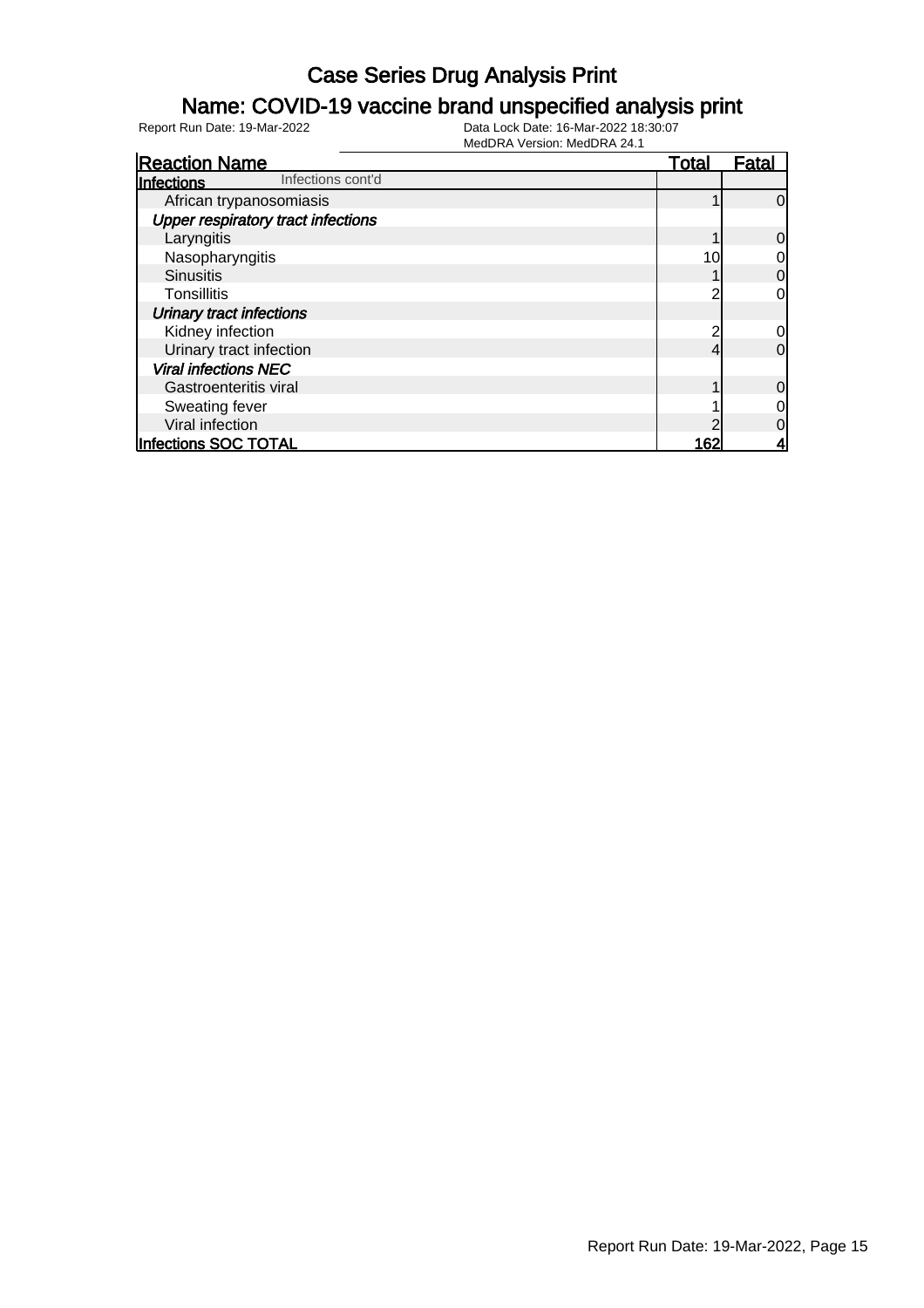# Case Series Drug Analysis Print

## Name: COVID-19 vaccine brand unspecified analysis print

Report Run Date: 19-Mar-2022

Data Lock Date: 16-Mar-2022 18:30:07

MedDRA Version: MedDRA 24.1

| Reaction Name | Total | Fatal |
|---|---|---|
| **Infections** Infections cont'd | | |
| African trypanosomiasis | 1 | 0 |
| ***Upper respiratory tract infections*** | | |
| Laryngitis | 1 | 0 |
| Nasopharyngitis | 10 | 0 |
| Sinusitis | 1 | 0 |
| Tonsillitis | 2 | 0 |
| ***Urinary tract infections*** | | |
| Kidney infection | 2 | 0 |
| Urinary tract infection | 4 | 0 |
| ***Viral infections NEC*** | | |
| Gastroenteritis viral | 1 | 0 |
| Sweating fever | 1 | 0 |
| Viral infection | 2 | 0 |
| **Infections SOC TOTAL** | **162** | **4** |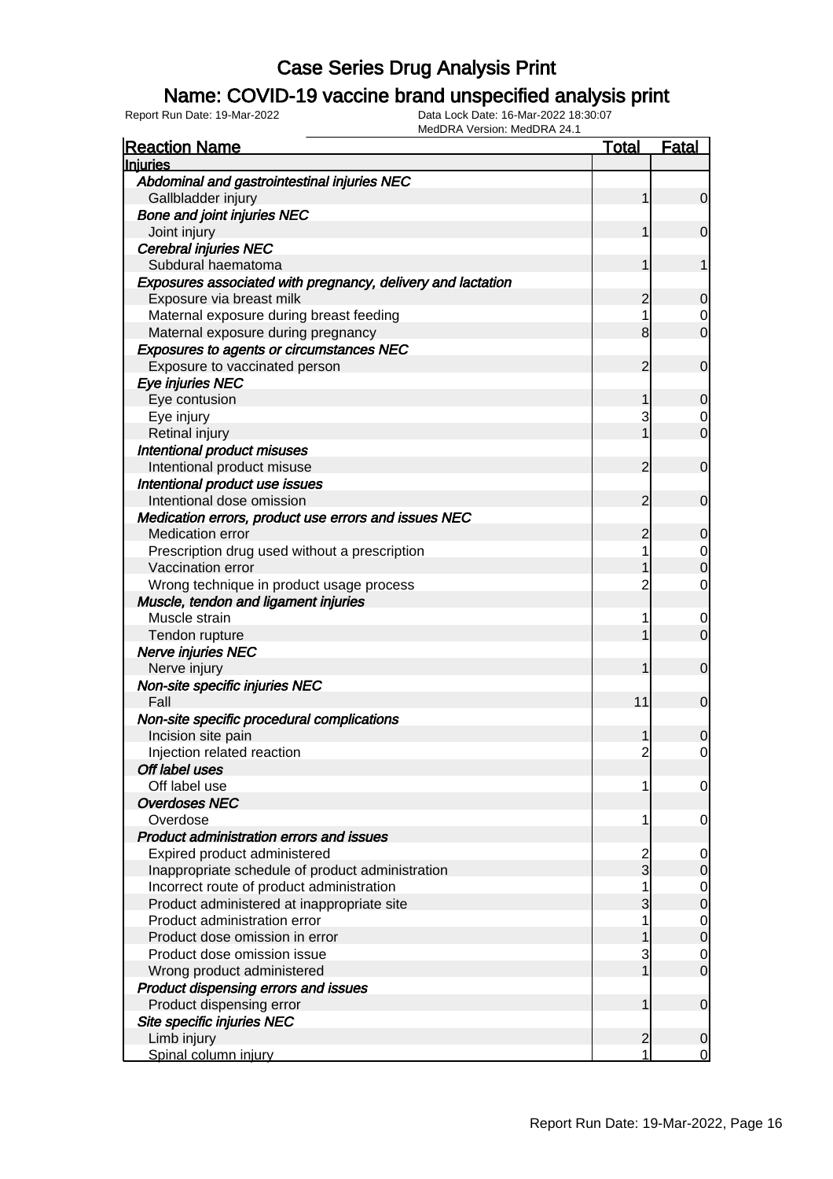# Case Series Drug Analysis Print

## Name: COVID-19 vaccine brand unspecified analysis print

Report Run Date: 19-Mar-2022

Data Lock Date: 16-Mar-2022 18:30:07

MedDRA Version: MedDRA 24.1

| Reaction Name | Total | Fatal |
|---|---|---|
| **Injuries** | | |
| ***Abdominal and gastrointestinal injuries NEC*** | | |
| Gallbladder injury | 1 | 0 |
| ***Bone and joint injuries NEC*** | | |
| Joint injury | 1 | 0 |
| ***Cerebral injuries NEC*** | | |
| Subdural haematoma | 1 | 1 |
| ***Exposures associated with pregnancy, delivery and lactation*** | | |
| Exposure via breast milk | 2 | 0 |
| Maternal exposure during breast feeding | 1 | 0 |
| Maternal exposure during pregnancy | 8 | 0 |
| ***Exposures to agents or circumstances NEC*** | | |
| Exposure to vaccinated person | 2 | 0 |
| ***Eye injuries NEC*** | | |
| Eye contusion | 1 | 0 |
| Eye injury | 3 | 0 |
| Retinal injury | 1 | 0 |
| ***Intentional product misuses*** | | |
| Intentional product misuse | 2 | 0 |
| ***Intentional product use issues*** | | |
| Intentional dose omission | 2 | 0 |
| ***Medication errors, product use errors and issues NEC*** | | |
| Medication error | 2 | 0 |
| Prescription drug used without a prescription | 1 | 0 |
| Vaccination error | 1 | 0 |
| Wrong technique in product usage process | 2 | 0 |
| ***Muscle, tendon and ligament injuries*** | | |
| Muscle strain | 1 | 0 |
| Tendon rupture | 1 | 0 |
| ***Nerve injuries NEC*** | | |
| Nerve injury | 1 | 0 |
| ***Non-site specific injuries NEC*** | | |
| Fall | 11 | 0 |
| ***Non-site specific procedural complications*** | | |
| Incision site pain | 1 | 0 |
| Injection related reaction | 2 | 0 |
| ***Off label uses*** | | |
| Off label use | 1 | 0 |
| ***Overdoses NEC*** | | |
| Overdose | 1 | 0 |
| ***Product administration errors and issues*** | | |
| Expired product administered | 2 | 0 |
| Inappropriate schedule of product administration | 3 | 0 |
| Incorrect route of product administration | 1 | 0 |
| Product administered at inappropriate site | 3 | 0 |
| Product administration error | 1 | 0 |
| Product dose omission in error | 1 | 0 |
| Product dose omission issue | 3 | 0 |
| Wrong product administered | 1 | 0 |
| ***Product dispensing errors and issues*** | | |
| Product dispensing error | 1 | 0 |
| ***Site specific injuries NEC*** | | |
| Limb injury | 2 | 0 |
| Spinal column injury | 1 | 0 |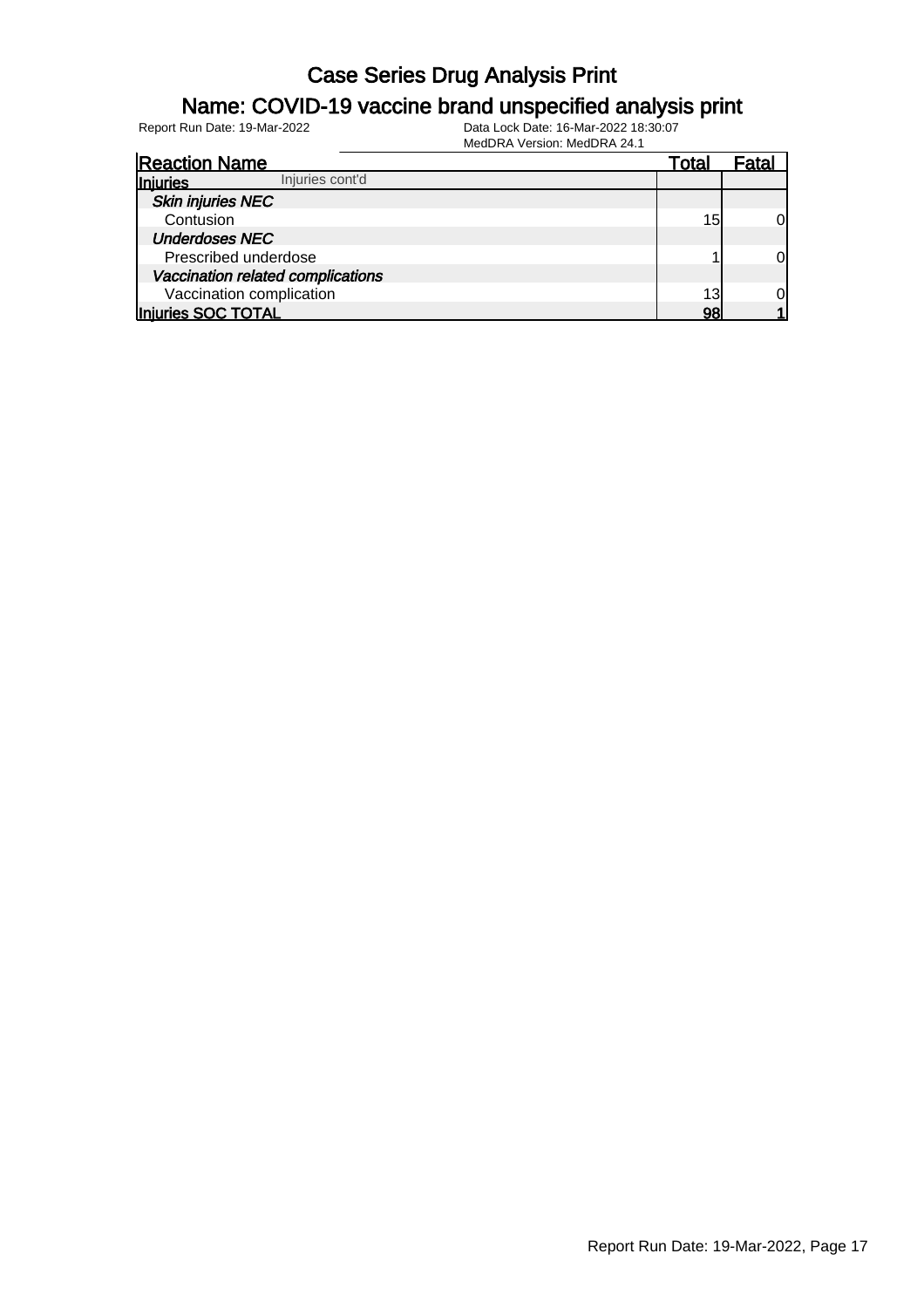# Case Series Drug Analysis Print

## Name: COVID-19 vaccine brand unspecified analysis print

Report Run Date: 19-Mar-2022

Data Lock Date: 16-Mar-2022 18:30:07

MedDRA Version: MedDRA 24.1

| Reaction Name | Total | Fatal |
|---|---|---|
| **Injuries** Injuries cont'd | | |
| ***Skin injuries NEC*** | | |
| Contusion | 15 | 0 |
| ***Underdoses NEC*** | | |
| Prescribed underdose | 1 | 0 |
| ***Vaccination related complications*** | | |
| Vaccination complication | 13 | 0 |
| **Injuries SOC TOTAL** | **98** | **1** |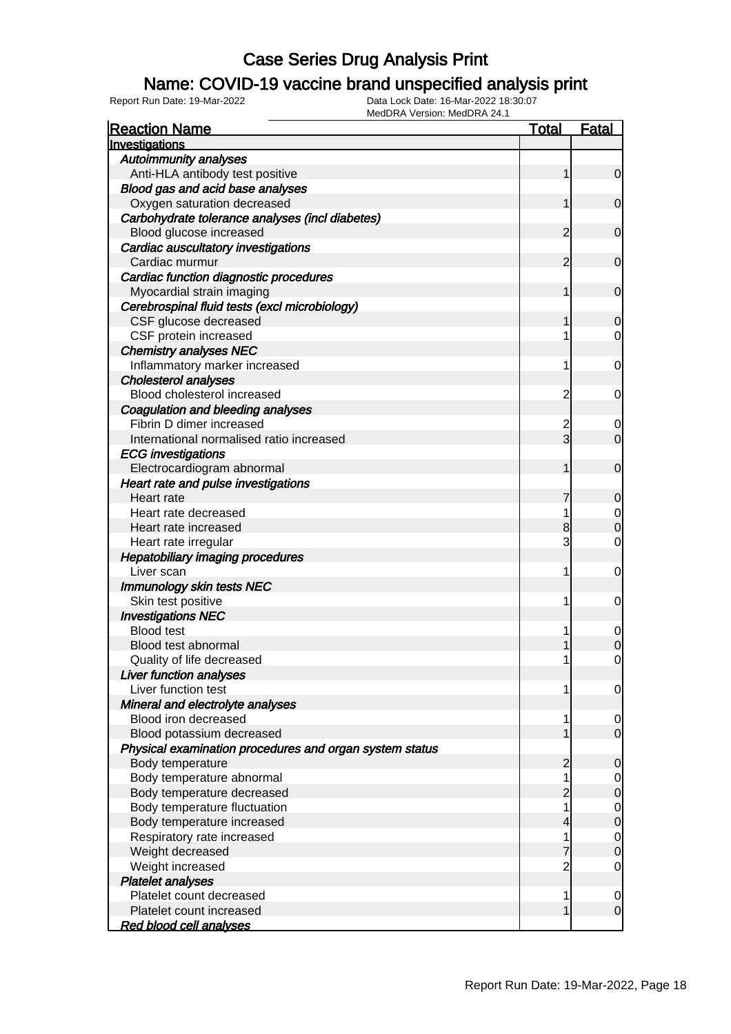# Case Series Drug Analysis Print

## Name: COVID-19 vaccine brand unspecified analysis print

Report Run Date: 19-Mar-2022

Data Lock Date: 16-Mar-2022 18:30:07

MedDRA Version: MedDRA 24.1

| Reaction Name | Total | Fatal |
|---|---|---|
| **Investigations** | | |
| *Autoimmunity analyses* | | |
| Anti-HLA antibody test positive | 1 | 0 |
| *Blood gas and acid base analyses* | | |
| Oxygen saturation decreased | 1 | 0 |
| *Carbohydrate tolerance analyses (incl diabetes)* | | |
| Blood glucose increased | 2 | 0 |
| *Cardiac auscultatory investigations* | | |
| Cardiac murmur | 2 | 0 |
| *Cardiac function diagnostic procedures* | | |
| Myocardial strain imaging | 1 | 0 |
| *Cerebrospinal fluid tests (excl microbiology)* | | |
| CSF glucose decreased | 1 | 0 |
| CSF protein increased | 1 | 0 |
| *Chemistry analyses NEC* | | |
| Inflammatory marker increased | 1 | 0 |
| *Cholesterol analyses* | | |
| Blood cholesterol increased | 2 | 0 |
| *Coagulation and bleeding analyses* | | |
| Fibrin D dimer increased | 2 | 0 |
| International normalised ratio increased | 3 | 0 |
| *ECG investigations* | | |
| Electrocardiogram abnormal | 1 | 0 |
| *Heart rate and pulse investigations* | | |
| Heart rate | 7 | 0 |
| Heart rate decreased | 1 | 0 |
| Heart rate increased | 8 | 0 |
| Heart rate irregular | 3 | 0 |
| *Hepatobiliary imaging procedures* | | |
| Liver scan | 1 | 0 |
| *Immunology skin tests NEC* | | |
| Skin test positive | 1 | 0 |
| *Investigations NEC* | | |
| Blood test | 1 | 0 |
| Blood test abnormal | 1 | 0 |
| Quality of life decreased | 1 | 0 |
| *Liver function analyses* | | |
| Liver function test | 1 | 0 |
| *Mineral and electrolyte analyses* | | |
| Blood iron decreased | 1 | 0 |
| Blood potassium decreased | 1 | 0 |
| *Physical examination procedures and organ system status* | | |
| Body temperature | 2 | 0 |
| Body temperature abnormal | 1 | 0 |
| Body temperature decreased | 2 | 0 |
| Body temperature fluctuation | 1 | 0 |
| Body temperature increased | 4 | 0 |
| Respiratory rate increased | 1 | 0 |
| Weight decreased | 7 | 0 |
| Weight increased | 2 | 0 |
| *Platelet analyses* | | |
| Platelet count decreased | 1 | 0 |
| Platelet count increased | 1 | 0 |
| *Red blood cell analyses* | | |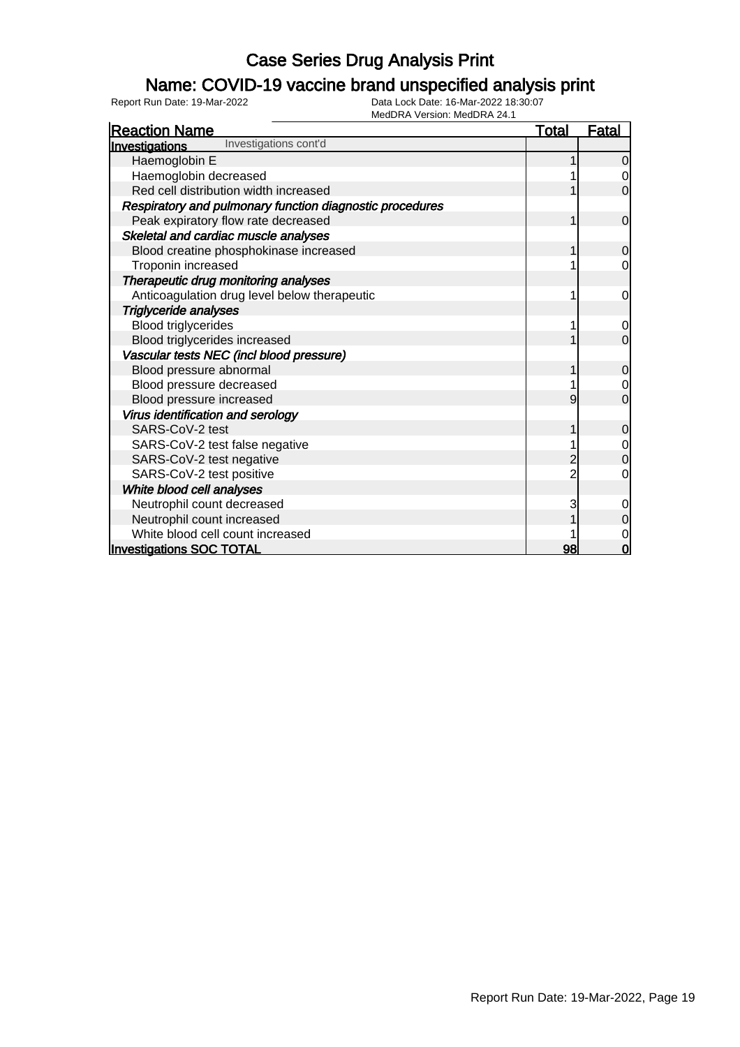# Case Series Drug Analysis Print

## Name: COVID-19 vaccine brand unspecified analysis print

Report Run Date: 19-Mar-2022

Data Lock Date: 16-Mar-2022 18:30:07
MedDRA Version: MedDRA 24.1

| Reaction Name | Total | Fatal |
|---|---|---|
| **Investigations** Investigations cont'd | | |
| Haemoglobin E | 1 | 0 |
| Haemoglobin decreased | 1 | 0 |
| Red cell distribution width increased | 1 | 0 |
| ***Respiratory and pulmonary function diagnostic procedures*** | | |
| Peak expiratory flow rate decreased | 1 | 0 |
| ***Skeletal and cardiac muscle analyses*** | | |
| Blood creatine phosphokinase increased | 1 | 0 |
| Troponin increased | 1 | 0 |
| ***Therapeutic drug monitoring analyses*** | | |
| Anticoagulation drug level below therapeutic | 1 | 0 |
| ***Triglyceride analyses*** | | |
| Blood triglycerides | 1 | 0 |
| Blood triglycerides increased | 1 | 0 |
| ***Vascular tests NEC (incl blood pressure)*** | | |
| Blood pressure abnormal | 1 | 0 |
| Blood pressure decreased | 1 | 0 |
| Blood pressure increased | 9 | 0 |
| ***Virus identification and serology*** | | |
| SARS-CoV-2 test | 1 | 0 |
| SARS-CoV-2 test false negative | 1 | 0 |
| SARS-CoV-2 test negative | 2 | 0 |
| SARS-CoV-2 test positive | 2 | 0 |
| ***White blood cell analyses*** | | |
| Neutrophil count decreased | 3 | 0 |
| Neutrophil count increased | 1 | 0 |
| White blood cell count increased | 1 | 0 |
| **Investigations SOC TOTAL** | **98** | **0** |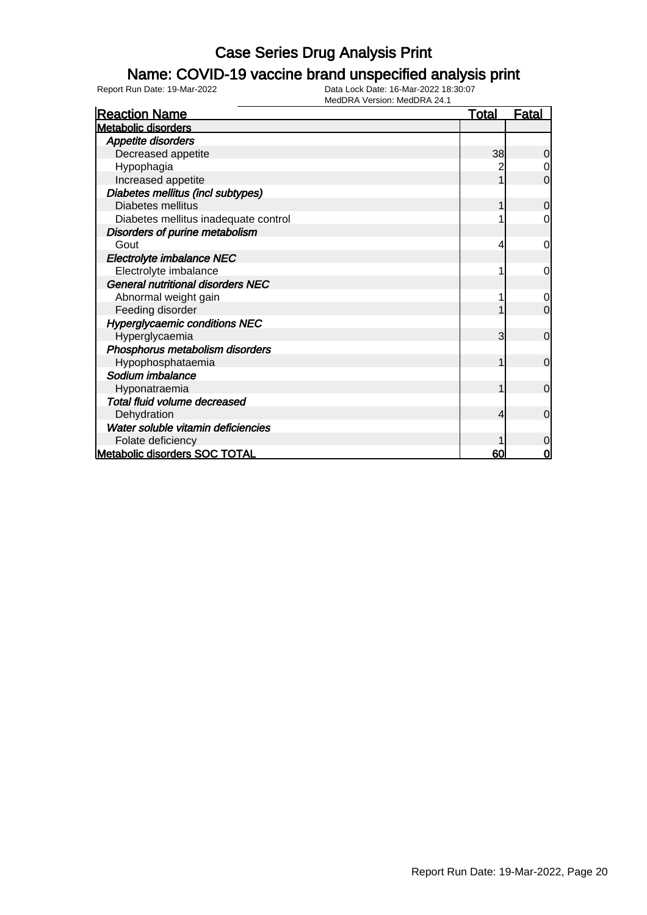# Case Series Drug Analysis Print

## Name: COVID-19 vaccine brand unspecified analysis print

Report Run Date: 19-Mar-2022 Data Lock Date: 16-Mar-2022 18:30:07
MedDRA Version: MedDRA 24.1

| Reaction Name | Total | Fatal |
|---|---|---|
| **Metabolic disorders** | | |
| *Appetite disorders* | | |
| Decreased appetite | 38 | 0 |
| Hypophagia | 2 | 0 |
| Increased appetite | 1 | 0 |
| *Diabetes mellitus (incl subtypes)* | | |
| Diabetes mellitus | 1 | 0 |
| Diabetes mellitus inadequate control | 1 | 0 |
| *Disorders of purine metabolism* | | |
| Gout | 4 | 0 |
| *Electrolyte imbalance NEC* | | |
| Electrolyte imbalance | 1 | 0 |
| *General nutritional disorders NEC* | | |
| Abnormal weight gain | 1 | 0 |
| Feeding disorder | 1 | 0 |
| *Hyperglycaemic conditions NEC* | | |
| Hyperglycaemia | 3 | 0 |
| *Phosphorus metabolism disorders* | | |
| Hypophosphataemia | 1 | 0 |
| *Sodium imbalance* | | |
| Hyponatraemia | 1 | 0 |
| *Total fluid volume decreased* | | |
| Dehydration | 4 | 0 |
| *Water soluble vitamin deficiencies* | | |
| Folate deficiency | 1 | 0 |
| **Metabolic disorders SOC TOTAL** | **60** | **0** |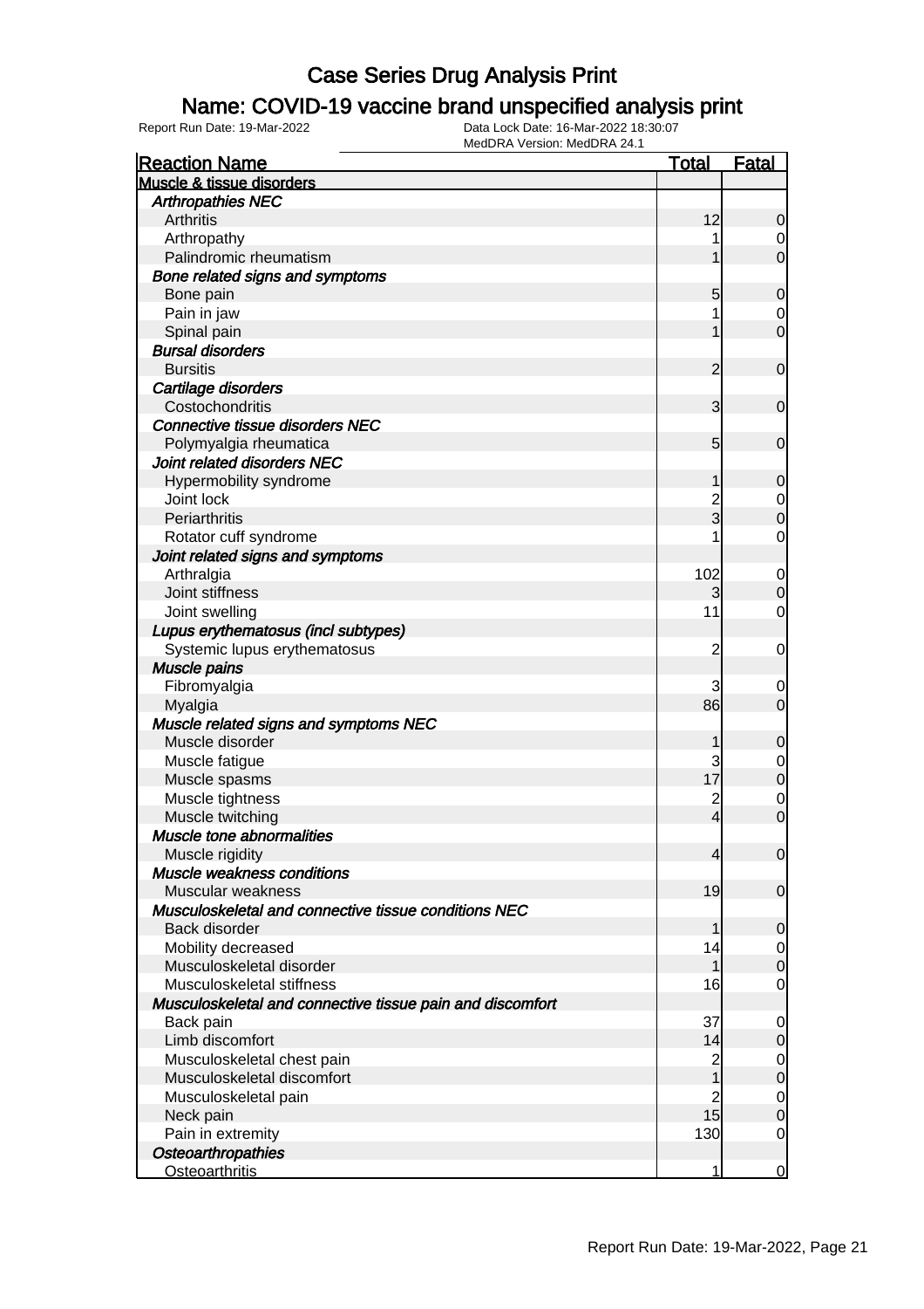# Case Series Drug Analysis Print

## Name: COVID-19 vaccine brand unspecified analysis print

Report Run Date: 19-Mar-2022 | Data Lock Date: 16-Mar-2022 18:30:07 | MedDRA Version: MedDRA 24.1

| Reaction Name | Total | Fatal |
|---|---|---|
| **Muscle & tissue disorders** | | |
| *Arthropathies NEC* | | |
| Arthritis | 12 | 0 |
| Arthropathy | 1 | 0 |
| Palindromic rheumatism | 1 | 0 |
| *Bone related signs and symptoms* | | |
| Bone pain | 5 | 0 |
| Pain in jaw | 1 | 0 |
| Spinal pain | 1 | 0 |
| *Bursal disorders* | | |
| Bursitis | 2 | 0 |
| *Cartilage disorders* | | |
| Costochondritis | 3 | 0 |
| *Connective tissue disorders NEC* | | |
| Polymyalgia rheumatica | 5 | 0 |
| *Joint related disorders NEC* | | |
| Hypermobility syndrome | 1 | 0 |
| Joint lock | 2 | 0 |
| Periarthritis | 3 | 0 |
| Rotator cuff syndrome | 1 | 0 |
| *Joint related signs and symptoms* | | |
| Arthralgia | 102 | 0 |
| Joint stiffness | 3 | 0 |
| Joint swelling | 11 | 0 |
| *Lupus erythematosus (incl subtypes)* | | |
| Systemic lupus erythematosus | 2 | 0 |
| *Muscle pains* | | |
| Fibromyalgia | 3 | 0 |
| Myalgia | 86 | 0 |
| *Muscle related signs and symptoms NEC* | | |
| Muscle disorder | 1 | 0 |
| Muscle fatigue | 3 | 0 |
| Muscle spasms | 17 | 0 |
| Muscle tightness | 2 | 0 |
| Muscle twitching | 4 | 0 |
| *Muscle tone abnormalities* | | |
| Muscle rigidity | 4 | 0 |
| *Muscle weakness conditions* | | |
| Muscular weakness | 19 | 0 |
| *Musculoskeletal and connective tissue conditions NEC* | | |
| Back disorder | 1 | 0 |
| Mobility decreased | 14 | 0 |
| Musculoskeletal disorder | 1 | 0 |
| Musculoskeletal stiffness | 16 | 0 |
| *Musculoskeletal and connective tissue pain and discomfort* | | |
| Back pain | 37 | 0 |
| Limb discomfort | 14 | 0 |
| Musculoskeletal chest pain | 2 | 0 |
| Musculoskeletal discomfort | 1 | 0 |
| Musculoskeletal pain | 2 | 0 |
| Neck pain | 15 | 0 |
| Pain in extremity | 130 | 0 |
| *Osteoarthropathies* | | |
| Osteoarthritis | 1 | 0 |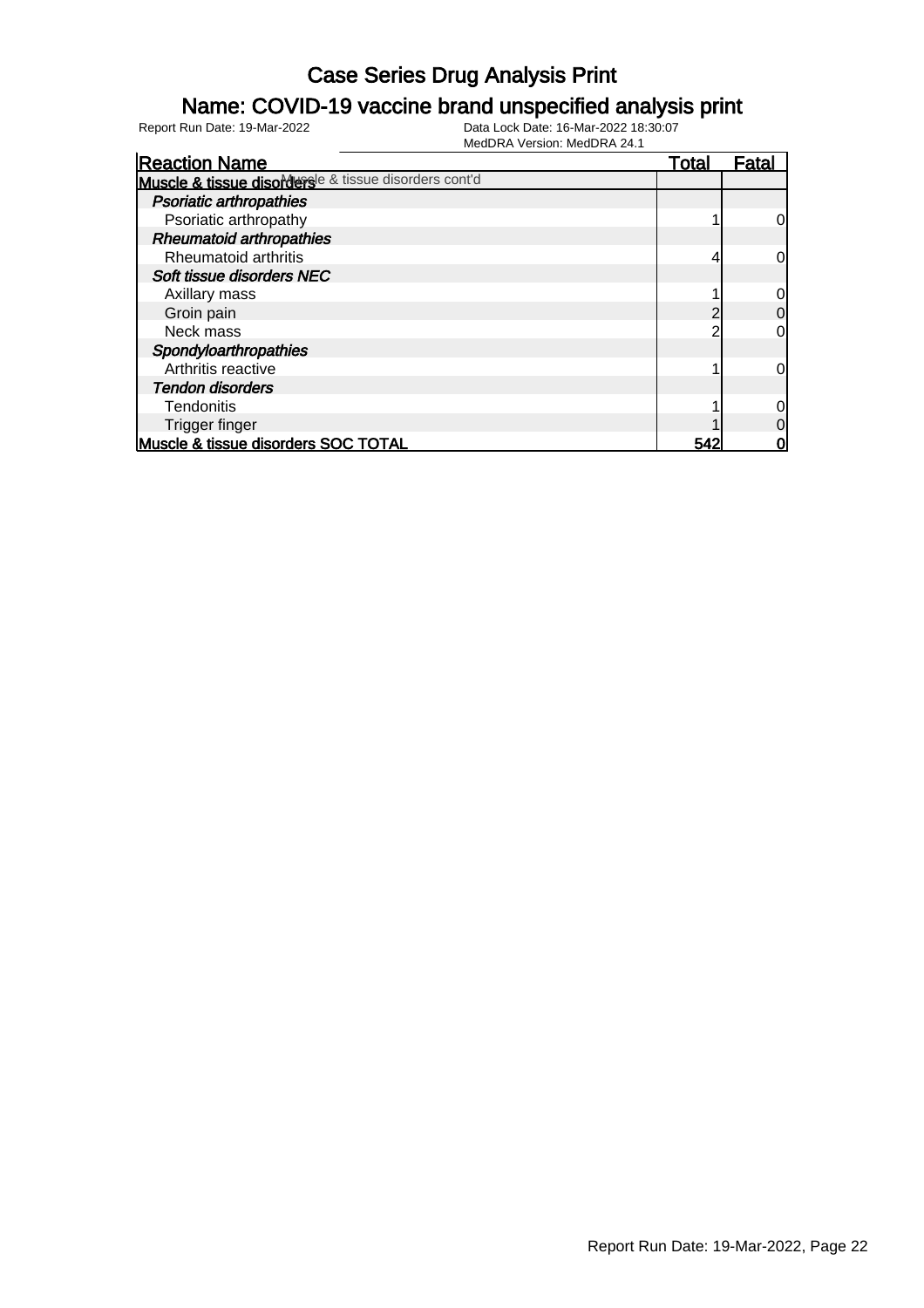# Case Series Drug Analysis Print

## Name: COVID-19 vaccine brand unspecified analysis print

Report Run Date: 19-Mar-2022

Data Lock Date: 16-Mar-2022 18:30:07
MedDRA Version: MedDRA 24.1

| Reaction Name | Total | Fatal |
|---|---|---|
| **Muscle & tissue disorders** Muscle & tissue disorders cont'd | | |
| ***Psoriatic arthropathies*** | | |
| Psoriatic arthropathy | 1 | 0 |
| ***Rheumatoid arthropathies*** | | |
| Rheumatoid arthritis | 4 | 0 |
| ***Soft tissue disorders NEC*** | | |
| Axillary mass | 1 | 0 |
| Groin pain | 2 | 0 |
| Neck mass | 2 | 0 |
| ***Spondyloarthropathies*** | | |
| Arthritis reactive | 1 | 0 |
| ***Tendon disorders*** | | |
| Tendonitis | 1 | 0 |
| Trigger finger | 1 | 0 |
| **Muscle & tissue disorders SOC TOTAL** | **542** | **0** |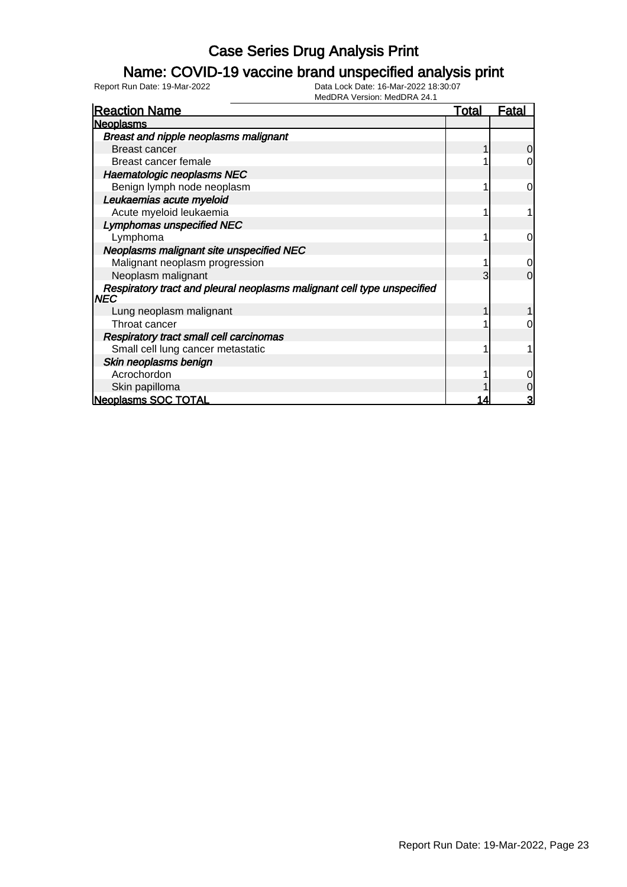# Case Series Drug Analysis Print

## Name: COVID-19 vaccine brand unspecified analysis print

Report Run Date: 19-Mar-2022 | Data Lock Date: 16-Mar-2022 18:30:07 | MedDRA Version: MedDRA 24.1

| Reaction Name | Total | Fatal |
|---|---|---|
| **Neoplasms** | | |
| ***Breast and nipple neoplasms malignant*** | | |
| Breast cancer | 1 | 0 |
| Breast cancer female | 1 | 0 |
| ***Haematologic neoplasms NEC*** | | |
| Benign lymph node neoplasm | 1 | 0 |
| ***Leukaemias acute myeloid*** | | |
| Acute myeloid leukaemia | 1 | 1 |
| ***Lymphomas unspecified NEC*** | | |
| Lymphoma | 1 | 0 |
| ***Neoplasms malignant site unspecified NEC*** | | |
| Malignant neoplasm progression | 1 | 0 |
| Neoplasm malignant | 3 | 0 |
| ***Respiratory tract and pleural neoplasms malignant cell type unspecified NEC*** | | |
| Lung neoplasm malignant | 1 | 1 |
| Throat cancer | 1 | 0 |
| ***Respiratory tract small cell carcinomas*** | | |
| Small cell lung cancer metastatic | 1 | 1 |
| ***Skin neoplasms benign*** | | |
| Acrochordon | 1 | 0 |
| Skin papilloma | 1 | 0 |
| **Neoplasms SOC TOTAL** | **14** | **3** |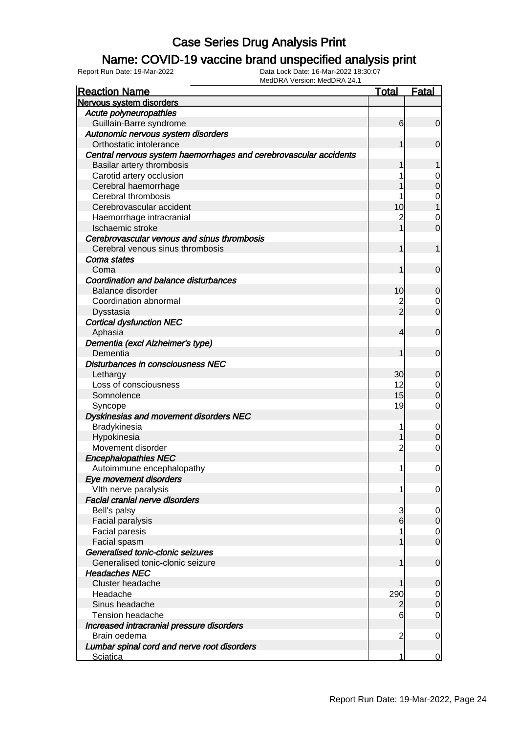# Case Series Drug Analysis Print

## Name: COVID-19 vaccine brand unspecified analysis print

Report Run Date: 19-Mar-2022

Data Lock Date: 16-Mar-2022 18:30:07

MedDRA Version: MedDRA 24.1

| Reaction Name | Total | Fatal |
|---|---|---|
| **Nervous system disorders** | | |
| *Acute polyneuropathies* | | |
| Guillain-Barre syndrome | 6 | 0 |
| *Autonomic nervous system disorders* | | |
| Orthostatic intolerance | 1 | 0 |
| *Central nervous system haemorrhages and cerebrovascular accidents* | | |
| Basilar artery thrombosis | 1 | 1 |
| Carotid artery occlusion | 1 | 0 |
| Cerebral haemorrhage | 1 | 0 |
| Cerebral thrombosis | 1 | 0 |
| Cerebrovascular accident | 10 | 1 |
| Haemorrhage intracranial | 2 | 0 |
| Ischaemic stroke | 1 | 0 |
| *Cerebrovascular venous and sinus thrombosis* | | |
| Cerebral venous sinus thrombosis | 1 | 1 |
| *Coma states* | | |
| Coma | 1 | 0 |
| *Coordination and balance disturbances* | | |
| Balance disorder | 10 | 0 |
| Coordination abnormal | 2 | 0 |
| Dysstasia | 2 | 0 |
| *Cortical dysfunction NEC* | | |
| Aphasia | 4 | 0 |
| *Dementia (excl Alzheimer's type)* | | |
| Dementia | 1 | 0 |
| *Disturbances in consciousness NEC* | | |
| Lethargy | 30 | 0 |
| Loss of consciousness | 12 | 0 |
| Somnolence | 15 | 0 |
| Syncope | 19 | 0 |
| *Dyskinesias and movement disorders NEC* | | |
| Bradykinesia | 1 | 0 |
| Hypokinesia | 1 | 0 |
| Movement disorder | 2 | 0 |
| *Encephalopathies NEC* | | |
| Autoimmune encephalopathy | 1 | 0 |
| *Eye movement disorders* | | |
| VIth nerve paralysis | 1 | 0 |
| *Facial cranial nerve disorders* | | |
| Bell's palsy | 3 | 0 |
| Facial paralysis | 6 | 0 |
| Facial paresis | 1 | 0 |
| Facial spasm | 1 | 0 |
| *Generalised tonic-clonic seizures* | | |
| Generalised tonic-clonic seizure | 1 | 0 |
| *Headaches NEC* | | |
| Cluster headache | 1 | 0 |
| Headache | 290 | 0 |
| Sinus headache | 2 | 0 |
| Tension headache | 6 | 0 |
| *Increased intracranial pressure disorders* | | |
| Brain oedema | 2 | 0 |
| *Lumbar spinal cord and nerve root disorders* | | |
| Sciatica | 1 | 0 |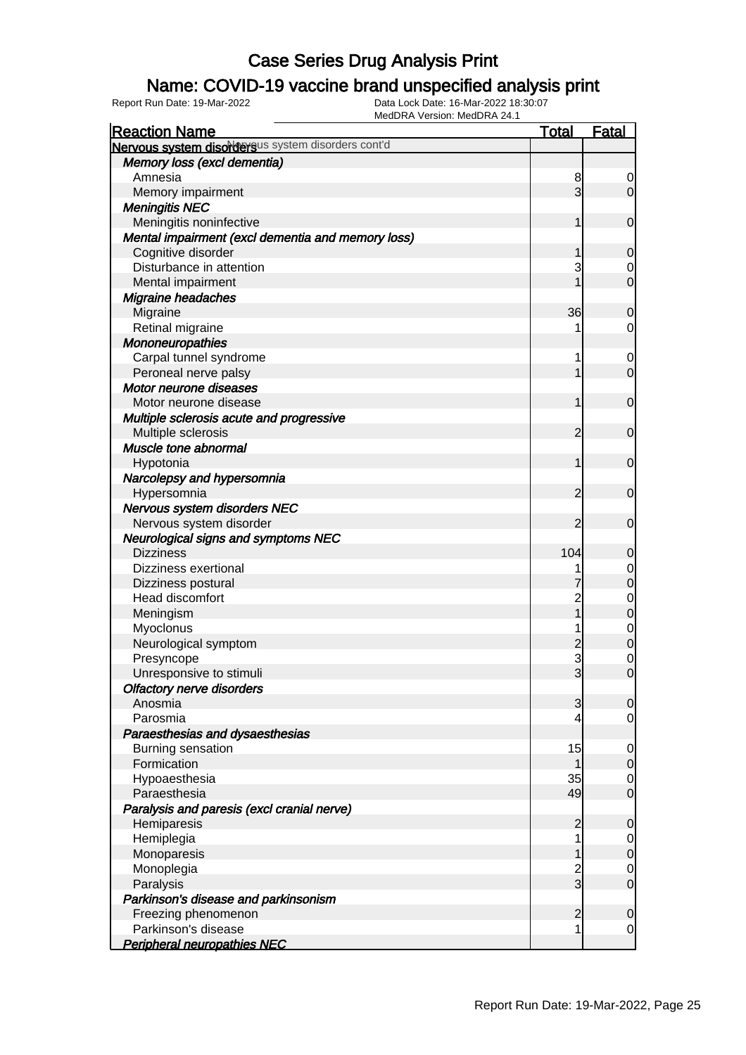# Case Series Drug Analysis Print

## Name: COVID-19 vaccine brand unspecified analysis print

Report Run Date: 19-Mar-2022

Data Lock Date: 16-Mar-2022 18:30:07

MedDRA Version: MedDRA 24.1

| Reaction Name | Total | Fatal |
|---|---|---|
| **Nervous system disorders** Nervous system disorders cont'd | | |
| ***Memory loss (excl dementia)*** | | |
| Amnesia | 8 | 0 |
| Memory impairment | 3 | 0 |
| ***Meningitis NEC*** | | |
| Meningitis noninfective | 1 | 0 |
| ***Mental impairment (excl dementia and memory loss)*** | | |
| Cognitive disorder | 1 | 0 |
| Disturbance in attention | 3 | 0 |
| Mental impairment | 1 | 0 |
| ***Migraine headaches*** | | |
| Migraine | 36 | 0 |
| Retinal migraine | 1 | 0 |
| ***Mononeuropathies*** | | |
| Carpal tunnel syndrome | 1 | 0 |
| Peroneal nerve palsy | 1 | 0 |
| ***Motor neurone diseases*** | | |
| Motor neurone disease | 1 | 0 |
| ***Multiple sclerosis acute and progressive*** | | |
| Multiple sclerosis | 2 | 0 |
| ***Muscle tone abnormal*** | | |
| Hypotonia | 1 | 0 |
| ***Narcolepsy and hypersomnia*** | | |
| Hypersomnia | 2 | 0 |
| ***Nervous system disorders NEC*** | | |
| Nervous system disorder | 2 | 0 |
| ***Neurological signs and symptoms NEC*** | | |
| Dizziness | 104 | 0 |
| Dizziness exertional | 1 | 0 |
| Dizziness postural | 7 | 0 |
| Head discomfort | 2 | 0 |
| Meningism | 1 | 0 |
| Myoclonus | 1 | 0 |
| Neurological symptom | 2 | 0 |
| Presyncope | 3 | 0 |
| Unresponsive to stimuli | 3 | 0 |
| ***Olfactory nerve disorders*** | | |
| Anosmia | 3 | 0 |
| Parosmia | 4 | 0 |
| ***Paraesthesias and dysaesthesias*** | | |
| Burning sensation | 15 | 0 |
| Formication | 1 | 0 |
| Hypoaesthesia | 35 | 0 |
| Paraesthesia | 49 | 0 |
| ***Paralysis and paresis (excl cranial nerve)*** | | |
| Hemiparesis | 2 | 0 |
| Hemiplegia | 1 | 0 |
| Monoparesis | 1 | 0 |
| Monoplegia | 2 | 0 |
| Paralysis | 3 | 0 |
| ***Parkinson's disease and parkinsonism*** | | |
| Freezing phenomenon | 2 | 0 |
| Parkinson's disease | 1 | 0 |
| ***Peripheral neuropathies NEC*** | | |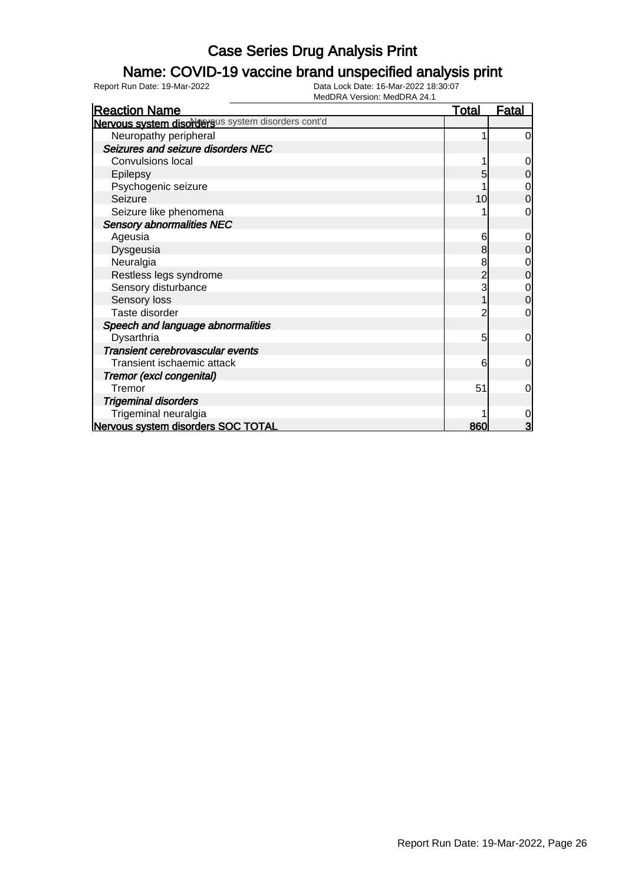# Case Series Drug Analysis Print

## Name: COVID-19 vaccine brand unspecified analysis print

Report Run Date: 19-Mar-2022    Data Lock Date: 16-Mar-2022 18:30:07
MedDRA Version: MedDRA 24.1

| Reaction Name | Total | Fatal |
|---|---|---|
| **Nervous system disorders** Nervous system disorders cont'd | | |
| Neuropathy peripheral | 1 | 0 |
| ***Seizures and seizure disorders NEC*** | | |
| Convulsions local | 1 | 0 |
| Epilepsy | 5 | 0 |
| Psychogenic seizure | 1 | 0 |
| Seizure | 10 | 0 |
| Seizure like phenomena | 1 | 0 |
| ***Sensory abnormalities NEC*** | | |
| Ageusia | 6 | 0 |
| Dysgeusia | 8 | 0 |
| Neuralgia | 8 | 0 |
| Restless legs syndrome | 2 | 0 |
| Sensory disturbance | 3 | 0 |
| Sensory loss | 1 | 0 |
| Taste disorder | 2 | 0 |
| ***Speech and language abnormalities*** | | |
| Dysarthria | 5 | 0 |
| ***Transient cerebrovascular events*** | | |
| Transient ischaemic attack | 6 | 0 |
| ***Tremor (excl congenital)*** | | |
| Tremor | 51 | 0 |
| ***Trigeminal disorders*** | | |
| Trigeminal neuralgia | 1 | 0 |
| **Nervous system disorders SOC TOTAL** | **860** | **3** |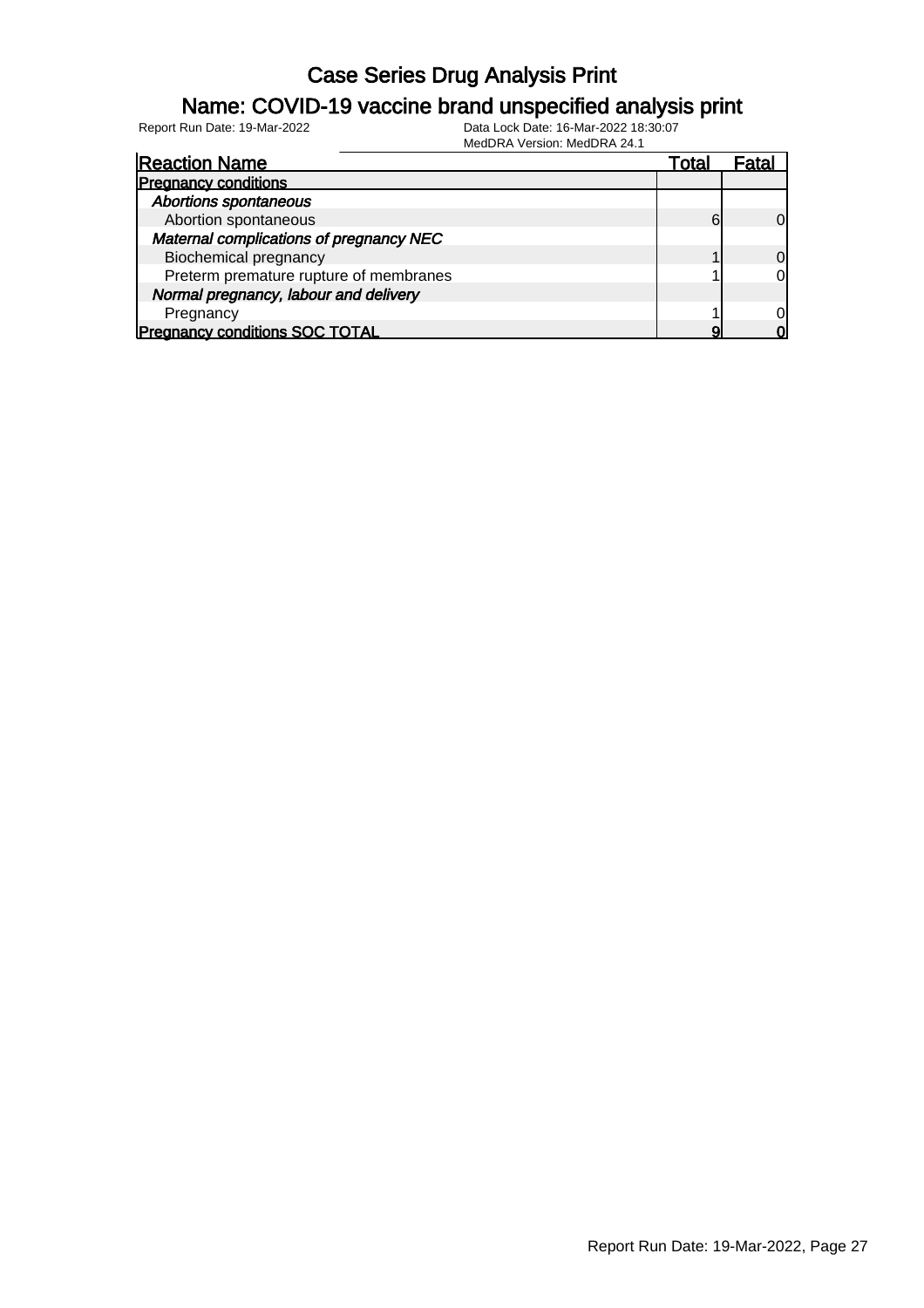# Case Series Drug Analysis Print

## Name: COVID-19 vaccine brand unspecified analysis print

Report Run Date: 19-Mar-2022

Data Lock Date: 16-Mar-2022 18:30:07

MedDRA Version: MedDRA 24.1

| Reaction Name | Total | Fatal |
|---|---|---|
| **Pregnancy conditions** | | |
| ***Abortions spontaneous*** | | |
| Abortion spontaneous | 6 | 0 |
| ***Maternal complications of pregnancy NEC*** | | |
| Biochemical pregnancy | 1 | 0 |
| Preterm premature rupture of membranes | 1 | 0 |
| ***Normal pregnancy, labour and delivery*** | | |
| Pregnancy | 1 | 0 |
| **Pregnancy conditions SOC TOTAL** | **9** | **0** |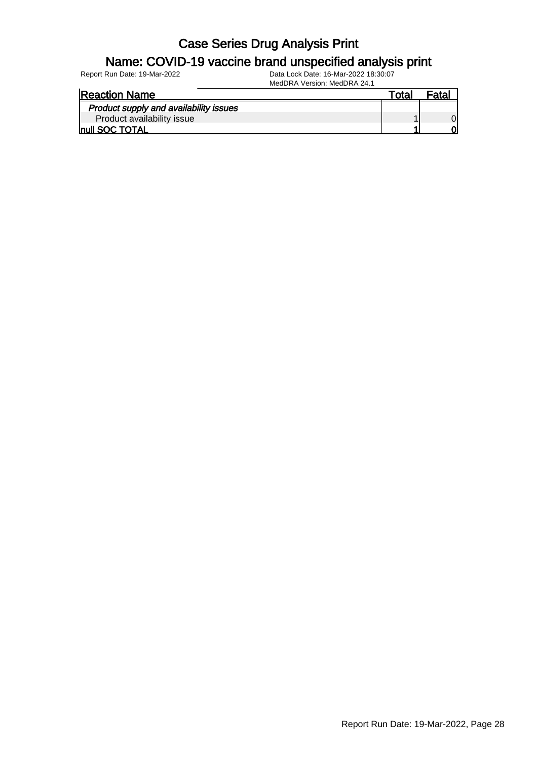# Case Series Drug Analysis Print

## Name: COVID-19 vaccine brand unspecified analysis print

Report Run Date: 19-Mar-2022

Data Lock Date: 16-Mar-2022 18:30:07

MedDRA Version: MedDRA 24.1

| Reaction Name | Total | Fatal |
|---|---|---|
| *Product supply and availability issues* | | |
| Product availability issue | 1 | 0 |
| **null SOC TOTAL** | **1** | **0** |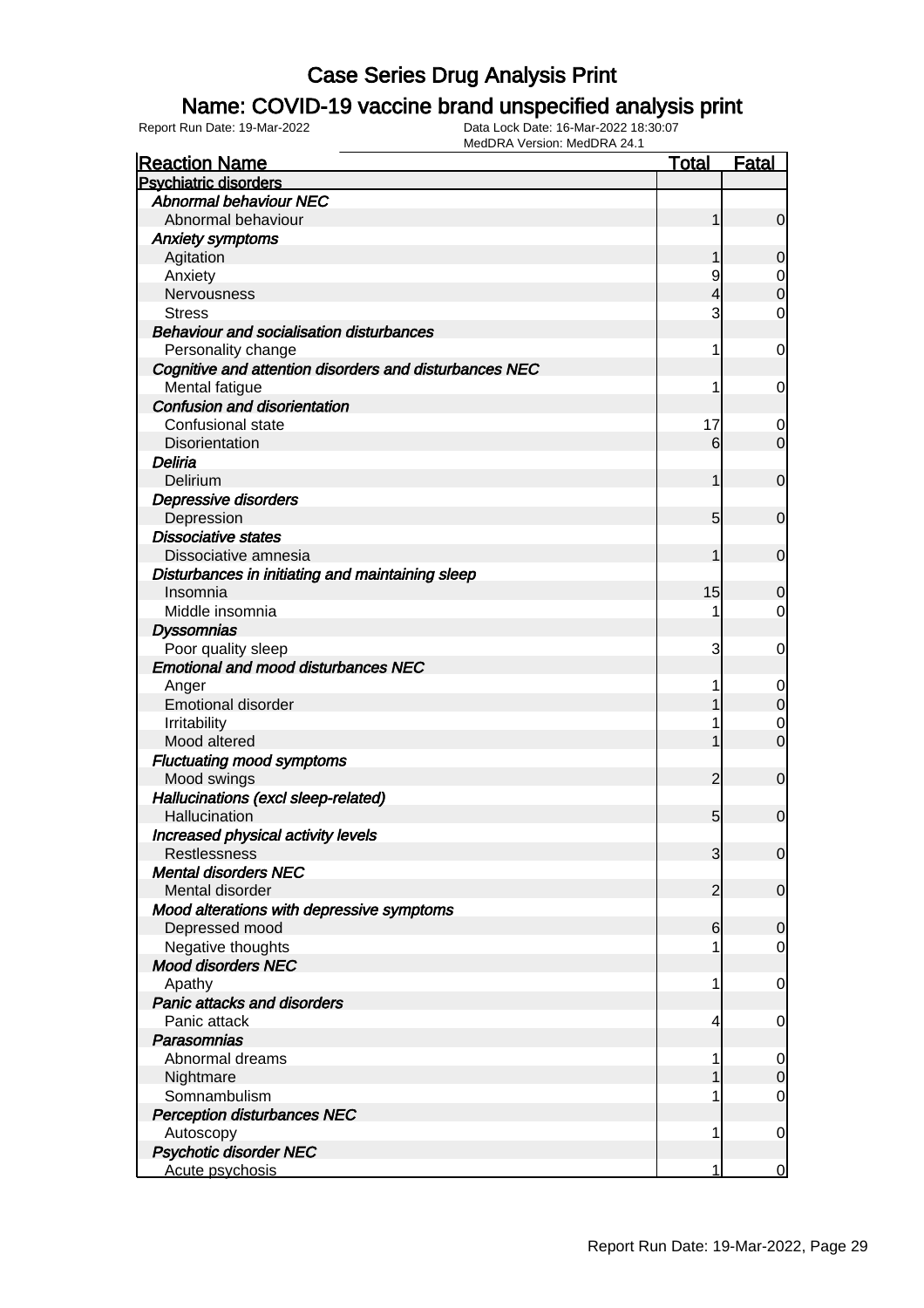# Case Series Drug Analysis Print

## Name: COVID-19 vaccine brand unspecified analysis print

Report Run Date: 19-Mar-2022

Data Lock Date: 16-Mar-2022 18:30:07

MedDRA Version: MedDRA 24.1

| Reaction Name | Total | Fatal |
|---|---|---|
| **Psychiatric disorders** | | |
| ***Abnormal behaviour NEC*** | | |
| Abnormal behaviour | 1 | 0 |
| ***Anxiety symptoms*** | | |
| Agitation | 1 | 0 |
| Anxiety | 9 | 0 |
| Nervousness | 4 | 0 |
| Stress | 3 | 0 |
| ***Behaviour and socialisation disturbances*** | | |
| Personality change | 1 | 0 |
| ***Cognitive and attention disorders and disturbances NEC*** | | |
| Mental fatigue | 1 | 0 |
| ***Confusion and disorientation*** | | |
| Confusional state | 17 | 0 |
| Disorientation | 6 | 0 |
| ***Deliria*** | | |
| Delirium | 1 | 0 |
| ***Depressive disorders*** | | |
| Depression | 5 | 0 |
| ***Dissociative states*** | | |
| Dissociative amnesia | 1 | 0 |
| ***Disturbances in initiating and maintaining sleep*** | | |
| Insomnia | 15 | 0 |
| Middle insomnia | 1 | 0 |
| ***Dyssomnias*** | | |
| Poor quality sleep | 3 | 0 |
| ***Emotional and mood disturbances NEC*** | | |
| Anger | 1 | 0 |
| Emotional disorder | 1 | 0 |
| Irritability | 1 | 0 |
| Mood altered | 1 | 0 |
| ***Fluctuating mood symptoms*** | | |
| Mood swings | 2 | 0 |
| ***Hallucinations (excl sleep-related)*** | | |
| Hallucination | 5 | 0 |
| ***Increased physical activity levels*** | | |
| Restlessness | 3 | 0 |
| ***Mental disorders NEC*** | | |
| Mental disorder | 2 | 0 |
| ***Mood alterations with depressive symptoms*** | | |
| Depressed mood | 6 | 0 |
| Negative thoughts | 1 | 0 |
| ***Mood disorders NEC*** | | |
| Apathy | 1 | 0 |
| ***Panic attacks and disorders*** | | |
| Panic attack | 4 | 0 |
| ***Parasomnias*** | | |
| Abnormal dreams | 1 | 0 |
| Nightmare | 1 | 0 |
| Somnambulism | 1 | 0 |
| ***Perception disturbances NEC*** | | |
| Autoscopy | 1 | 0 |
| ***Psychotic disorder NEC*** | | |
| Acute psychosis | 1 | 0 |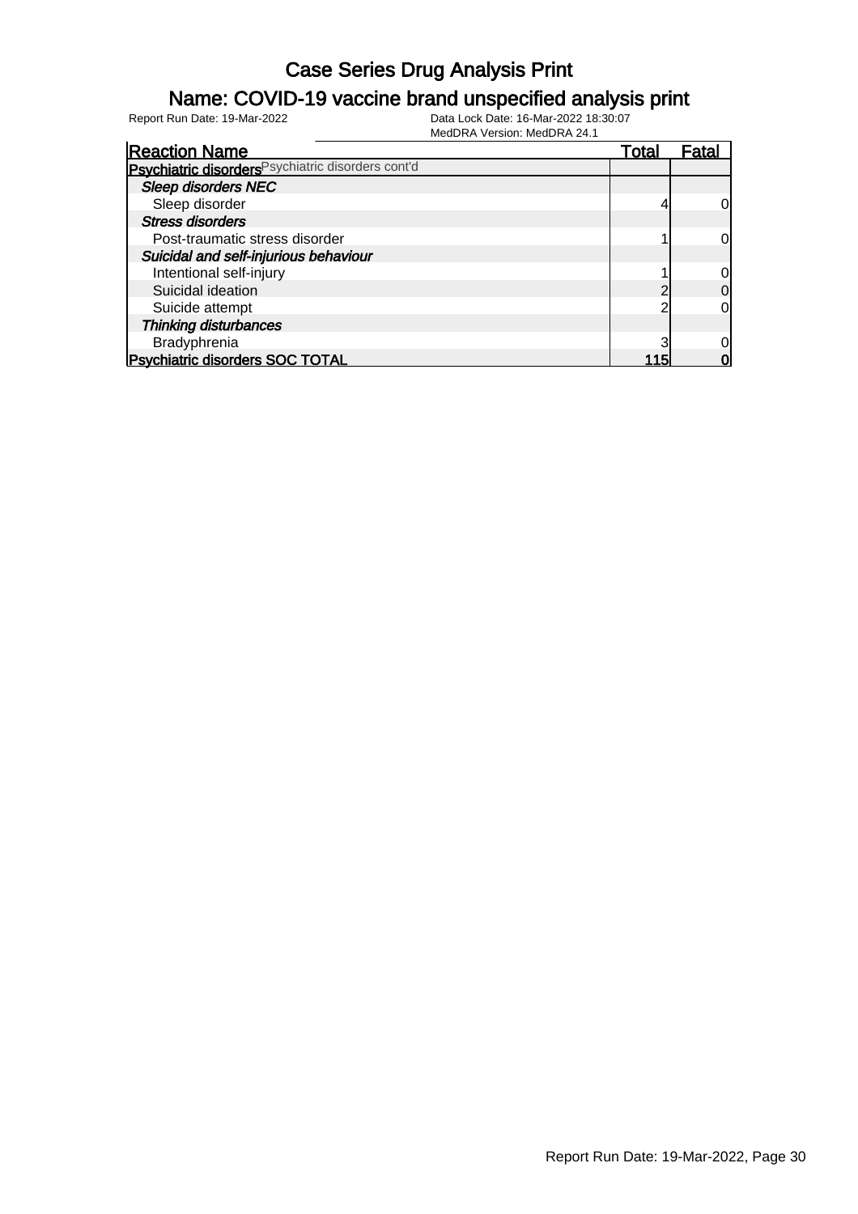# Case Series Drug Analysis Print

## Name: COVID-19 vaccine brand unspecified analysis print

Report Run Date: 19-Mar-2022 | Data Lock Date: 16-Mar-2022 18:30:07 | MedDRA Version: MedDRA 24.1

| Reaction Name | Total | Fatal |
|---|---|---|
| **Psychiatric disorders** Psychiatric disorders cont'd | | |
| ***Sleep disorders NEC*** | | |
| Sleep disorder | 4 | 0 |
| ***Stress disorders*** | | |
| Post-traumatic stress disorder | 1 | 0 |
| ***Suicidal and self-injurious behaviour*** | | |
| Intentional self-injury | 1 | 0 |
| Suicidal ideation | 2 | 0 |
| Suicide attempt | 2 | 0 |
| ***Thinking disturbances*** | | |
| Bradyphrenia | 3 | 0 |
| **Psychiatric disorders SOC TOTAL** | **115** | **0** |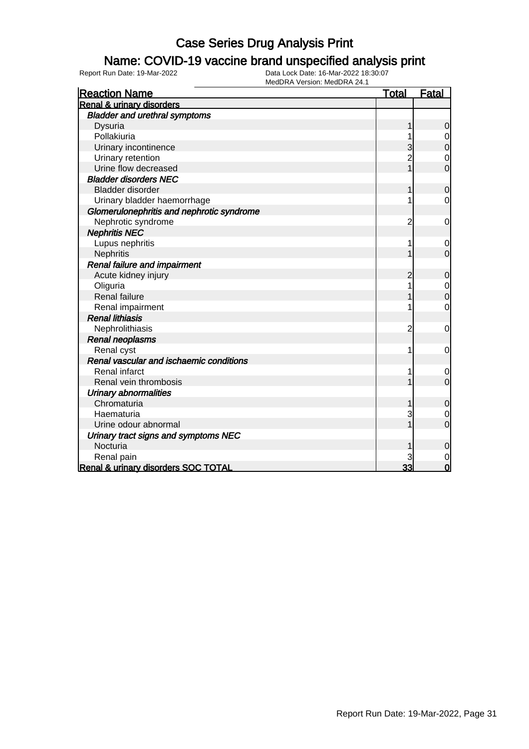# Case Series Drug Analysis Print

## Name: COVID-19 vaccine brand unspecified analysis print

Report Run Date: 19-Mar-2022
Data Lock Date: 16-Mar-2022 18:30:07
MedDRA Version: MedDRA 24.1

| Reaction Name | Total | Fatal |
|---|---|---|
| **Renal & urinary disorders** | | |
| ***Bladder and urethral symptoms*** | | |
| Dysuria | 1 | 0 |
| Pollakiuria | 1 | 0 |
| Urinary incontinence | 3 | 0 |
| Urinary retention | 2 | 0 |
| Urine flow decreased | 1 | 0 |
| ***Bladder disorders NEC*** | | |
| Bladder disorder | 1 | 0 |
| Urinary bladder haemorrhage | 1 | 0 |
| ***Glomerulonephritis and nephrotic syndrome*** | | |
| Nephrotic syndrome | 2 | 0 |
| ***Nephritis NEC*** | | |
| Lupus nephritis | 1 | 0 |
| Nephritis | 1 | 0 |
| ***Renal failure and impairment*** | | |
| Acute kidney injury | 2 | 0 |
| Oliguria | 1 | 0 |
| Renal failure | 1 | 0 |
| Renal impairment | 1 | 0 |
| ***Renal lithiasis*** | | |
| Nephrolithiasis | 2 | 0 |
| ***Renal neoplasms*** | | |
| Renal cyst | 1 | 0 |
| ***Renal vascular and ischaemic conditions*** | | |
| Renal infarct | 1 | 0 |
| Renal vein thrombosis | 1 | 0 |
| ***Urinary abnormalities*** | | |
| Chromaturia | 1 | 0 |
| Haematuria | 3 | 0 |
| Urine odour abnormal | 1 | 0 |
| ***Urinary tract signs and symptoms NEC*** | | |
| Nocturia | 1 | 0 |
| Renal pain | 3 | 0 |
| **Renal & urinary disorders SOC TOTAL** | **33** | **0** |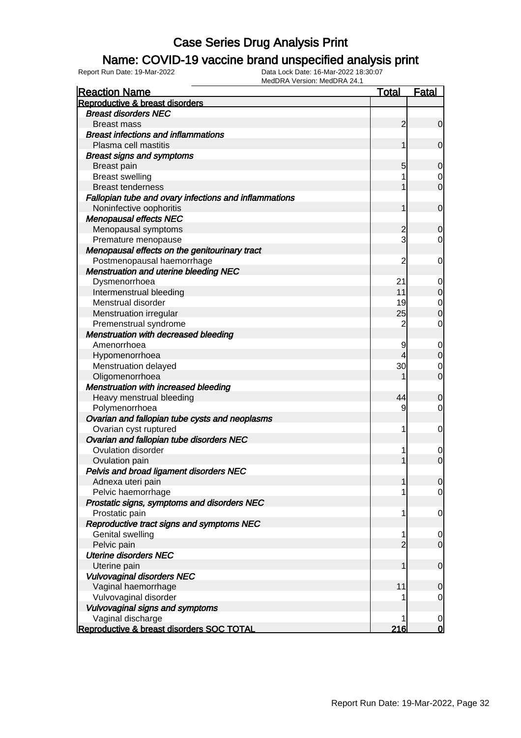# Case Series Drug Analysis Print

## Name: COVID-19 vaccine brand unspecified analysis print

Report Run Date: 19-Mar-2022

Data Lock Date: 16-Mar-2022 18:30:07

MedDRA Version: MedDRA 24.1

| Reaction Name | Total | Fatal |
|---|---|---|
| **Reproductive & breast disorders** | | |
| ***Breast disorders NEC*** | | |
| Breast mass | 2 | 0 |
| ***Breast infections and inflammations*** | | |
| Plasma cell mastitis | 1 | 0 |
| ***Breast signs and symptoms*** | | |
| Breast pain | 5 | 0 |
| Breast swelling | 1 | 0 |
| Breast tenderness | 1 | 0 |
| ***Fallopian tube and ovary infections and inflammations*** | | |
| Noninfective oophoritis | 1 | 0 |
| ***Menopausal effects NEC*** | | |
| Menopausal symptoms | 2 | 0 |
| Premature menopause | 3 | 0 |
| ***Menopausal effects on the genitourinary tract*** | | |
| Postmenopausal haemorrhage | 2 | 0 |
| ***Menstruation and uterine bleeding NEC*** | | |
| Dysmenorrhoea | 21 | 0 |
| Intermenstrual bleeding | 11 | 0 |
| Menstrual disorder | 19 | 0 |
| Menstruation irregular | 25 | 0 |
| Premenstrual syndrome | 2 | 0 |
| ***Menstruation with decreased bleeding*** | | |
| Amenorrhoea | 9 | 0 |
| Hypomenorrhoea | 4 | 0 |
| Menstruation delayed | 30 | 0 |
| Oligomenorrhoea | 1 | 0 |
| ***Menstruation with increased bleeding*** | | |
| Heavy menstrual bleeding | 44 | 0 |
| Polymenorrhoea | 9 | 0 |
| ***Ovarian and fallopian tube cysts and neoplasms*** | | |
| Ovarian cyst ruptured | 1 | 0 |
| ***Ovarian and fallopian tube disorders NEC*** | | |
| Ovulation disorder | 1 | 0 |
| Ovulation pain | 1 | 0 |
| ***Pelvis and broad ligament disorders NEC*** | | |
| Adnexa uteri pain | 1 | 0 |
| Pelvic haemorrhage | 1 | 0 |
| ***Prostatic signs, symptoms and disorders NEC*** | | |
| Prostatic pain | 1 | 0 |
| ***Reproductive tract signs and symptoms NEC*** | | |
| Genital swelling | 1 | 0 |
| Pelvic pain | 2 | 0 |
| ***Uterine disorders NEC*** | | |
| Uterine pain | 1 | 0 |
| ***Vulvovaginal disorders NEC*** | | |
| Vaginal haemorrhage | 11 | 0 |
| Vulvovaginal disorder | 1 | 0 |
| ***Vulvovaginal signs and symptoms*** | | |
| Vaginal discharge | 1 | 0 |
| **Reproductive & breast disorders SOC TOTAL** | **216** | **0** |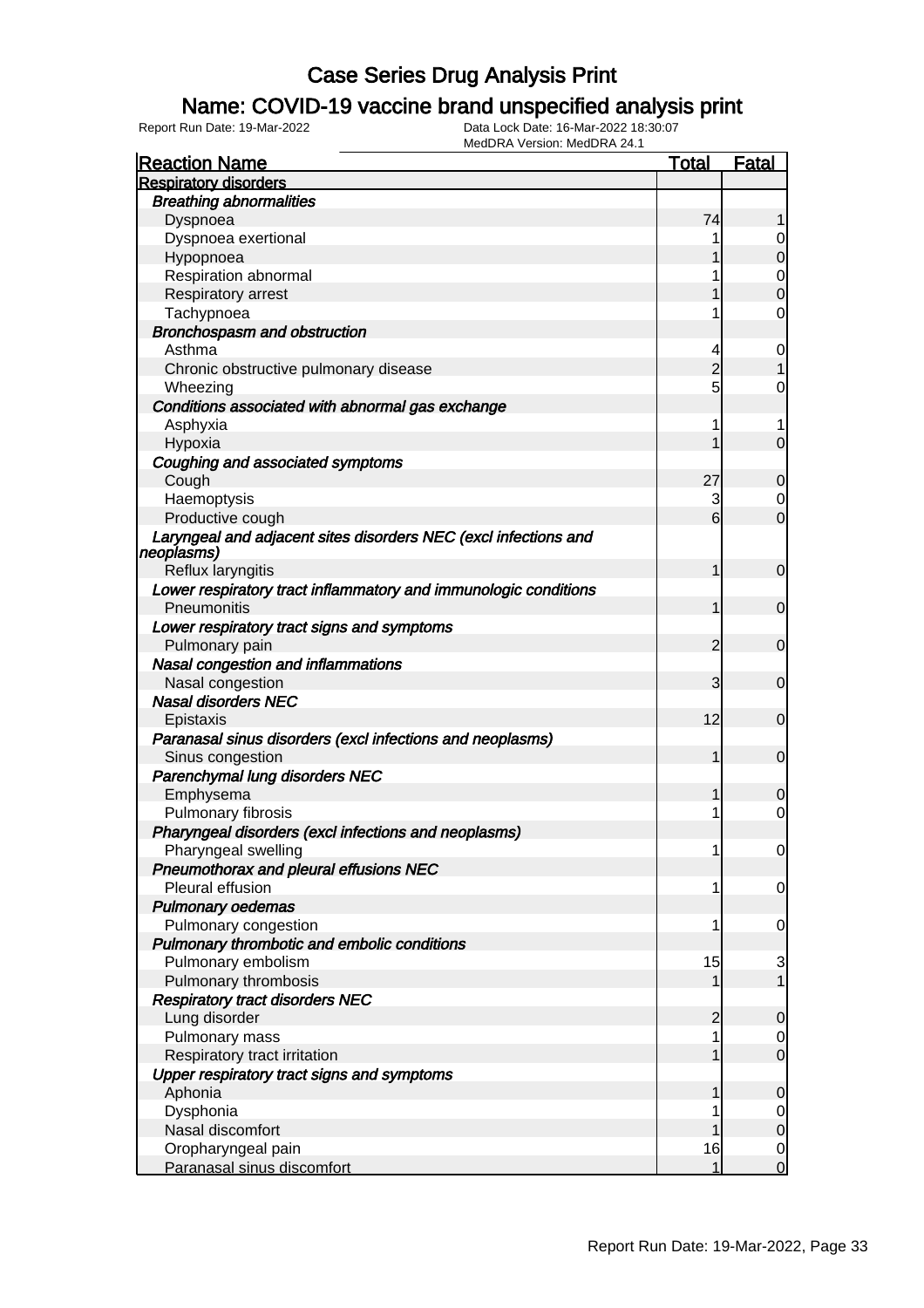# Case Series Drug Analysis Print

## Name: COVID-19 vaccine brand unspecified analysis print

Report Run Date: 19-Mar-2022    Data Lock Date: 16-Mar-2022 18:30:07
MedDRA Version: MedDRA 24.1

| Reaction Name | Total | Fatal |
|---|---|---|
| **Respiratory disorders** | | |
| ***Breathing abnormalities*** | | |
| Dyspnoea | 74 | 1 |
| Dyspnoea exertional | 1 | 0 |
| Hypopnoea | 1 | 0 |
| Respiration abnormal | 1 | 0 |
| Respiratory arrest | 1 | 0 |
| Tachypnoea | 1 | 0 |
| ***Bronchospasm and obstruction*** | | |
| Asthma | 4 | 0 |
| Chronic obstructive pulmonary disease | 2 | 1 |
| Wheezing | 5 | 0 |
| ***Conditions associated with abnormal gas exchange*** | | |
| Asphyxia | 1 | 1 |
| Hypoxia | 1 | 0 |
| ***Coughing and associated symptoms*** | | |
| Cough | 27 | 0 |
| Haemoptysis | 3 | 0 |
| Productive cough | 6 | 0 |
| ***Laryngeal and adjacent sites disorders NEC (excl infections and neoplasms)*** | | |
| Reflux laryngitis | 1 | 0 |
| ***Lower respiratory tract inflammatory and immunologic conditions*** | | |
| Pneumonitis | 1 | 0 |
| ***Lower respiratory tract signs and symptoms*** | | |
| Pulmonary pain | 2 | 0 |
| ***Nasal congestion and inflammations*** | | |
| Nasal congestion | 3 | 0 |
| ***Nasal disorders NEC*** | | |
| Epistaxis | 12 | 0 |
| ***Paranasal sinus disorders (excl infections and neoplasms)*** | | |
| Sinus congestion | 1 | 0 |
| ***Parenchymal lung disorders NEC*** | | |
| Emphysema | 1 | 0 |
| Pulmonary fibrosis | 1 | 0 |
| ***Pharyngeal disorders (excl infections and neoplasms)*** | | |
| Pharyngeal swelling | 1 | 0 |
| ***Pneumothorax and pleural effusions NEC*** | | |
| Pleural effusion | 1 | 0 |
| ***Pulmonary oedemas*** | | |
| Pulmonary congestion | 1 | 0 |
| ***Pulmonary thrombotic and embolic conditions*** | | |
| Pulmonary embolism | 15 | 3 |
| Pulmonary thrombosis | 1 | 1 |
| ***Respiratory tract disorders NEC*** | | |
| Lung disorder | 2 | 0 |
| Pulmonary mass | 1 | 0 |
| Respiratory tract irritation | 1 | 0 |
| ***Upper respiratory tract signs and symptoms*** | | |
| Aphonia | 1 | 0 |
| Dysphonia | 1 | 0 |
| Nasal discomfort | 1 | 0 |
| Oropharyngeal pain | 16 | 0 |
| Paranasal sinus discomfort | 1 | 0 |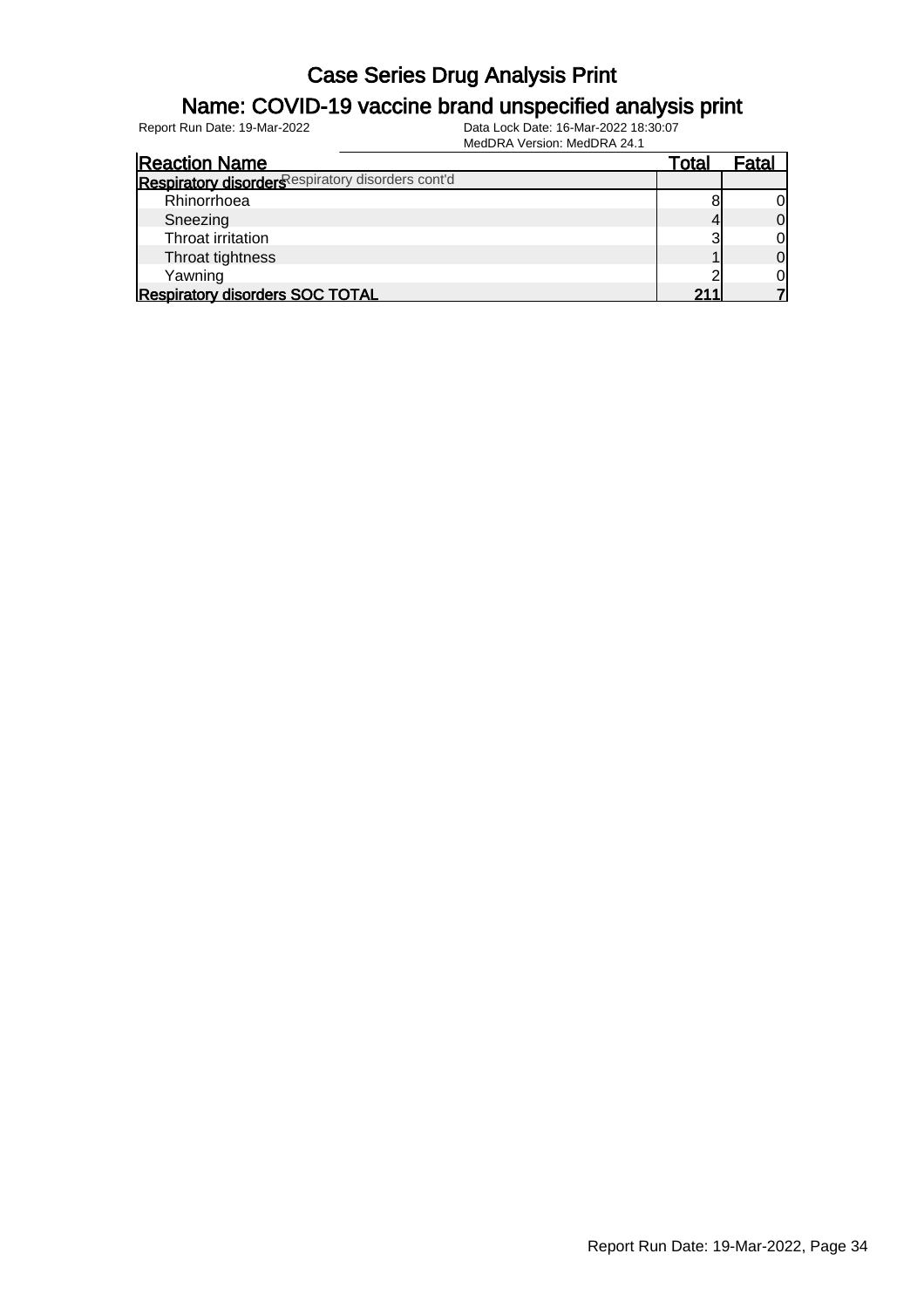# Case Series Drug Analysis Print

## Name: COVID-19 vaccine brand unspecified analysis print

Report Run Date: 19-Mar-2022

Data Lock Date: 16-Mar-2022 18:30:07

MedDRA Version: MedDRA 24.1

| Reaction Name | Total | Fatal |
|---|---|---|
| **Respiratory disorders** Respiratory disorders cont'd | | |
| Rhinorrhoea | 8 | 0 |
| Sneezing | 4 | 0 |
| Throat irritation | 3 | 0 |
| Throat tightness | 1 | 0 |
| Yawning | 2 | 0 |
| **Respiratory disorders SOC TOTAL** | **211** | **7** |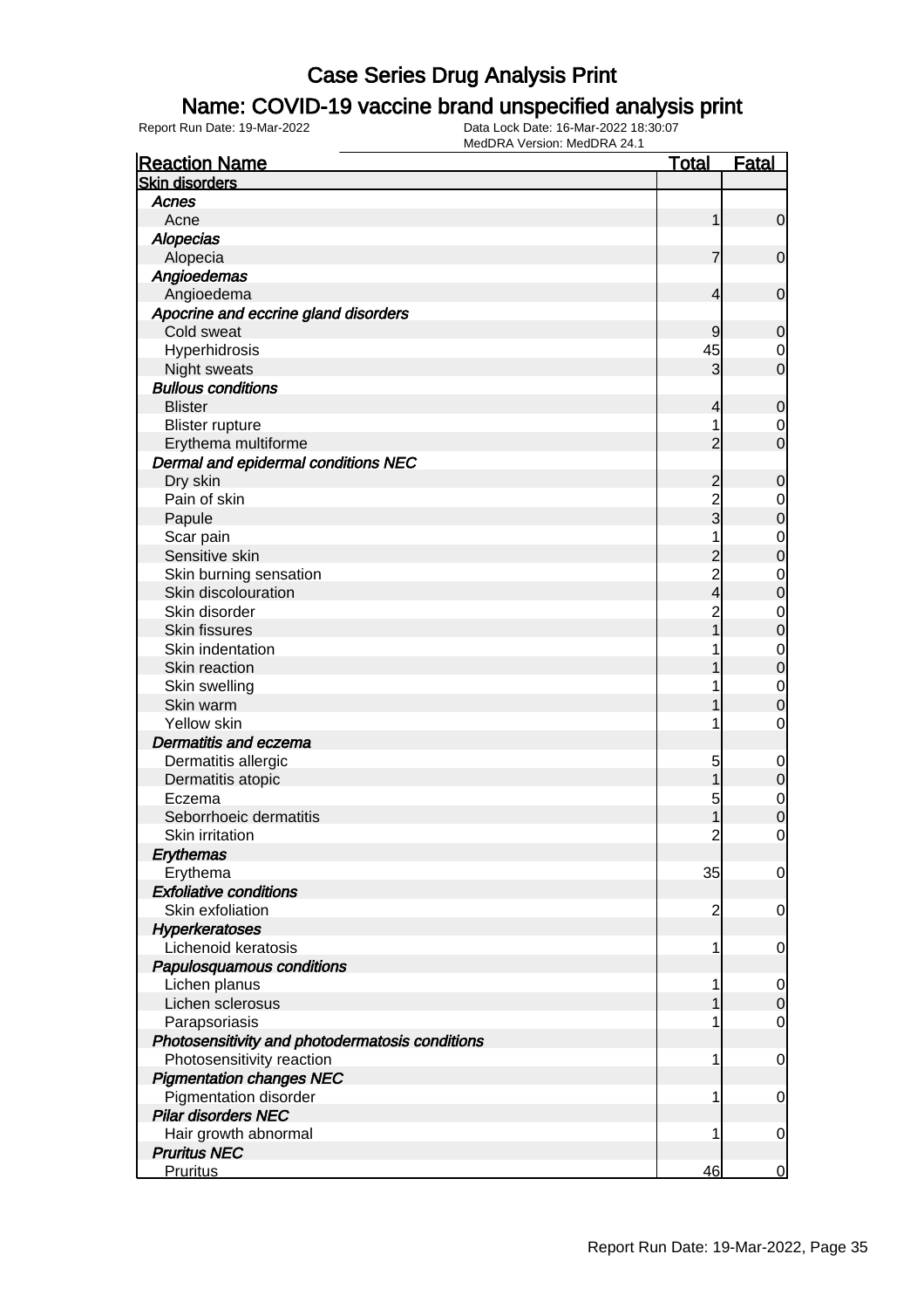# Case Series Drug Analysis Print

## Name: COVID-19 vaccine brand unspecified analysis print

Report Run Date: 19-Mar-2022

Data Lock Date: 16-Mar-2022 18:30:07

MedDRA Version: MedDRA 24.1

| Reaction Name | Total | Fatal |
|---|---|---|
| **Skin disorders** | | |
| ***Acnes*** | | |
| Acne | 1 | 0 |
| ***Alopecias*** | | |
| Alopecia | 7 | 0 |
| ***Angioedemas*** | | |
| Angioedema | 4 | 0 |
| ***Apocrine and eccrine gland disorders*** | | |
| Cold sweat | 9 | 0 |
| Hyperhidrosis | 45 | 0 |
| Night sweats | 3 | 0 |
| ***Bullous conditions*** | | |
| Blister | 4 | 0 |
| Blister rupture | 1 | 0 |
| Erythema multiforme | 2 | 0 |
| ***Dermal and epidermal conditions NEC*** | | |
| Dry skin | 2 | 0 |
| Pain of skin | 2 | 0 |
| Papule | 3 | 0 |
| Scar pain | 1 | 0 |
| Sensitive skin | 2 | 0 |
| Skin burning sensation | 2 | 0 |
| Skin discolouration | 4 | 0 |
| Skin disorder | 2 | 0 |
| Skin fissures | 1 | 0 |
| Skin indentation | 1 | 0 |
| Skin reaction | 1 | 0 |
| Skin swelling | 1 | 0 |
| Skin warm | 1 | 0 |
| Yellow skin | 1 | 0 |
| ***Dermatitis and eczema*** | | |
| Dermatitis allergic | 5 | 0 |
| Dermatitis atopic | 1 | 0 |
| Eczema | 5 | 0 |
| Seborrhoeic dermatitis | 1 | 0 |
| Skin irritation | 2 | 0 |
| ***Erythemas*** | | |
| Erythema | 35 | 0 |
| ***Exfoliative conditions*** | | |
| Skin exfoliation | 2 | 0 |
| ***Hyperkeratoses*** | | |
| Lichenoid keratosis | 1 | 0 |
| ***Papulosquamous conditions*** | | |
| Lichen planus | 1 | 0 |
| Lichen sclerosus | 1 | 0 |
| Parapsoriasis | 1 | 0 |
| ***Photosensitivity and photodermatosis conditions*** | | |
| Photosensitivity reaction | 1 | 0 |
| ***Pigmentation changes NEC*** | | |
| Pigmentation disorder | 1 | 0 |
| ***Pilar disorders NEC*** | | |
| Hair growth abnormal | 1 | 0 |
| ***Pruritus NEC*** | | |
| Pruritus | 46 | 0 |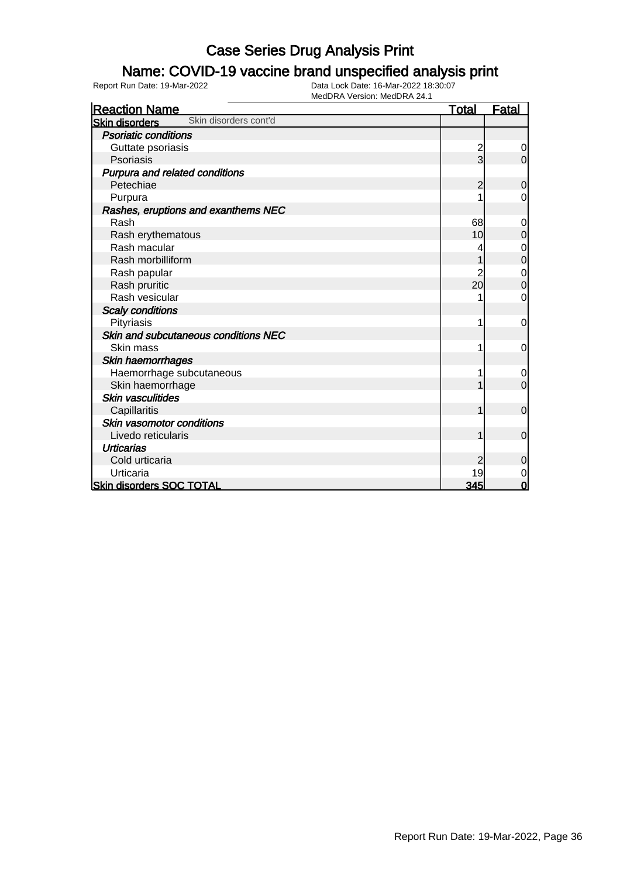# Case Series Drug Analysis Print

## Name: COVID-19 vaccine brand unspecified analysis print

Report Run Date: 19-Mar-2022 | Data Lock Date: 16-Mar-2022 18:30:07 | MedDRA Version: MedDRA 24.1

| Reaction Name | Total | Fatal |
|---|---|---|
| **Skin disorders** Skin disorders cont'd | | |
| ***Psoriatic conditions*** | | |
| Guttate psoriasis | 2 | 0 |
| Psoriasis | 3 | 0 |
| ***Purpura and related conditions*** | | |
| Petechiae | 2 | 0 |
| Purpura | 1 | 0 |
| ***Rashes, eruptions and exanthems NEC*** | | |
| Rash | 68 | 0 |
| Rash erythematous | 10 | 0 |
| Rash macular | 4 | 0 |
| Rash morbilliform | 1 | 0 |
| Rash papular | 2 | 0 |
| Rash pruritic | 20 | 0 |
| Rash vesicular | 1 | 0 |
| ***Scaly conditions*** | | |
| Pityriasis | 1 | 0 |
| ***Skin and subcutaneous conditions NEC*** | | |
| Skin mass | 1 | 0 |
| ***Skin haemorrhages*** | | |
| Haemorrhage subcutaneous | 1 | 0 |
| Skin haemorrhage | 1 | 0 |
| ***Skin vasculitides*** | | |
| Capillaritis | 1 | 0 |
| ***Skin vasomotor conditions*** | | |
| Livedo reticularis | 1 | 0 |
| ***Urticarias*** | | |
| Cold urticaria | 2 | 0 |
| Urticaria | 19 | 0 |
| **Skin disorders SOC TOTAL** | **345** | **0** |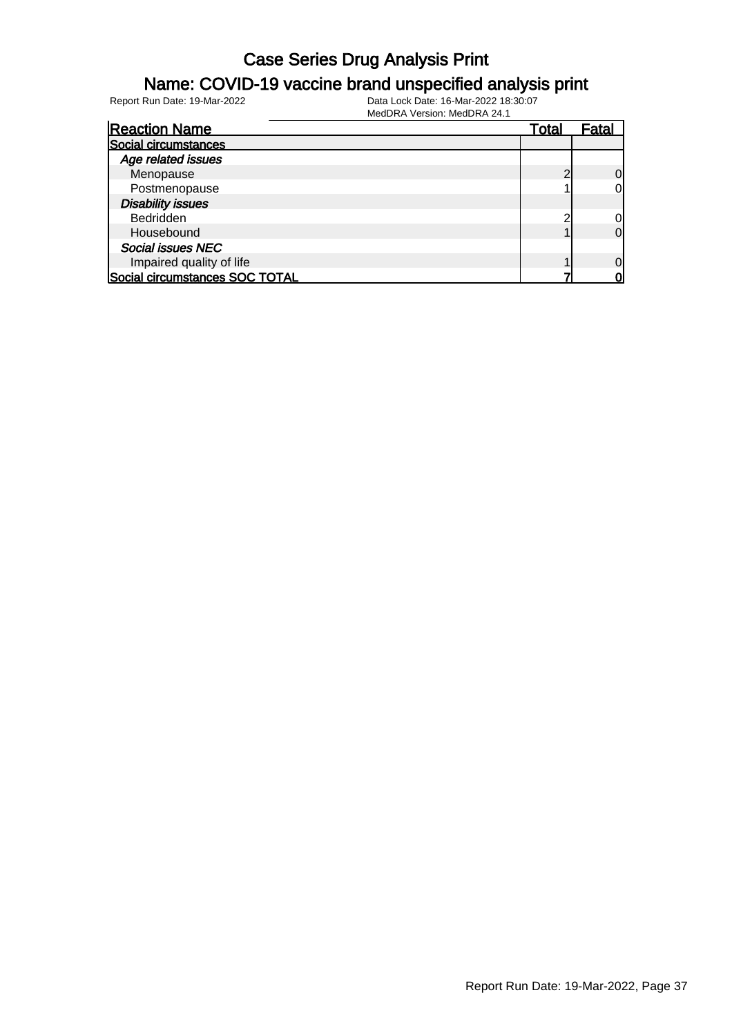# Case Series Drug Analysis Print

## Name: COVID-19 vaccine brand unspecified analysis print

Report Run Date: 19-Mar-2022

Data Lock Date: 16-Mar-2022 18:30:07

MedDRA Version: MedDRA 24.1

| Reaction Name | Total | Fatal |
|---|---|---|
| **Social circumstances** | | |
| *Age related issues* | | |
| Menopause | 2 | 0 |
| Postmenopause | 1 | 0 |
| *Disability issues* | | |
| Bedridden | 2 | 0 |
| Housebound | 1 | 0 |
| *Social issues NEC* | | |
| Impaired quality of life | 1 | 0 |
| **Social circumstances SOC TOTAL** | **7** | **0** |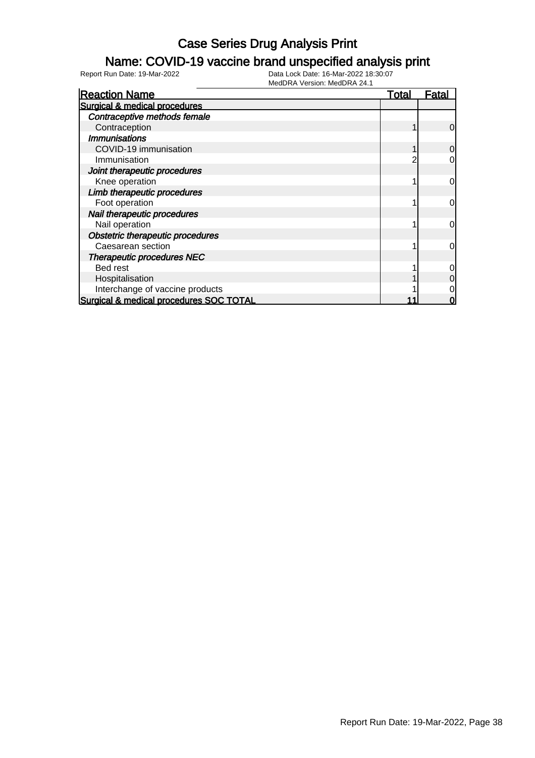# Case Series Drug Analysis Print

## Name: COVID-19 vaccine brand unspecified analysis print

Report Run Date: 19-Mar-2022

Data Lock Date: 16-Mar-2022 18:30:07

MedDRA Version: MedDRA 24.1

| Reaction Name | Total | Fatal |
|---|---|---|
| **Surgical & medical procedures** | | |
| *Contraceptive methods female* | | |
| Contraception | 1 | 0 |
| *Immunisations* | | |
| COVID-19 immunisation | 1 | 0 |
| Immunisation | 2 | 0 |
| *Joint therapeutic procedures* | | |
| Knee operation | 1 | 0 |
| *Limb therapeutic procedures* | | |
| Foot operation | 1 | 0 |
| *Nail therapeutic procedures* | | |
| Nail operation | 1 | 0 |
| *Obstetric therapeutic procedures* | | |
| Caesarean section | 1 | 0 |
| *Therapeutic procedures NEC* | | |
| Bed rest | 1 | 0 |
| Hospitalisation | 1 | 0 |
| Interchange of vaccine products | 1 | 0 |
| **Surgical & medical procedures SOC TOTAL** | **11** | **0** |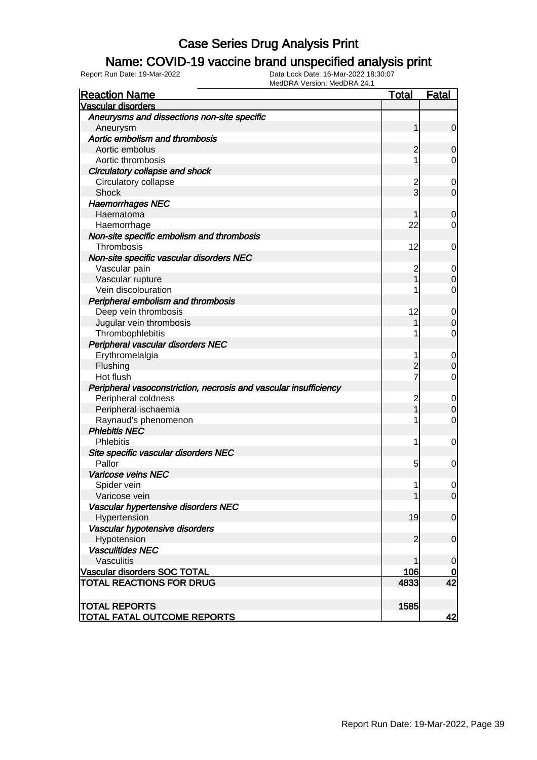# Case Series Drug Analysis Print

## Name: COVID-19 vaccine brand unspecified analysis print

Report Run Date: 19-Mar-2022

Data Lock Date: 16-Mar-2022 18:30:07

MedDRA Version: MedDRA 24.1

| Reaction Name | Total | Fatal |
|---|---|---|
| **Vascular disorders** | | |
| ***Aneurysms and dissections non-site specific*** | | |
| Aneurysm | 1 | 0 |
| ***Aortic embolism and thrombosis*** | | |
| Aortic embolus | 2 | 0 |
| Aortic thrombosis | 1 | 0 |
| ***Circulatory collapse and shock*** | | |
| Circulatory collapse | 2 | 0 |
| Shock | 3 | 0 |
| ***Haemorrhages NEC*** | | |
| Haematoma | 1 | 0 |
| Haemorrhage | 22 | 0 |
| ***Non-site specific embolism and thrombosis*** | | |
| Thrombosis | 12 | 0 |
| ***Non-site specific vascular disorders NEC*** | | |
| Vascular pain | 2 | 0 |
| Vascular rupture | 1 | 0 |
| Vein discolouration | 1 | 0 |
| ***Peripheral embolism and thrombosis*** | | |
| Deep vein thrombosis | 12 | 0 |
| Jugular vein thrombosis | 1 | 0 |
| Thrombophlebitis | 1 | 0 |
| ***Peripheral vascular disorders NEC*** | | |
| Erythromelalgia | 1 | 0 |
| Flushing | 2 | 0 |
| Hot flush | 7 | 0 |
| ***Peripheral vasoconstriction, necrosis and vascular insufficiency*** | | |
| Peripheral coldness | 2 | 0 |
| Peripheral ischaemia | 1 | 0 |
| Raynaud's phenomenon | 1 | 0 |
| ***Phlebitis NEC*** | | |
| Phlebitis | 1 | 0 |
| ***Site specific vascular disorders NEC*** | | |
| Pallor | 5 | 0 |
| ***Varicose veins NEC*** | | |
| Spider vein | 1 | 0 |
| Varicose vein | 1 | 0 |
| ***Vascular hypertensive disorders NEC*** | | |
| Hypertension | 19 | 0 |
| ***Vascular hypotensive disorders*** | | |
| Hypotension | 2 | 0 |
| ***Vasculitides NEC*** | | |
| Vasculitis | 1 | 0 |
| **Vascular disorders SOC TOTAL** | **106** | **0** |
| **TOTAL REACTIONS FOR DRUG** | **4833** | **42** |
| | | |
| **TOTAL REPORTS** | **1585** | |
| **TOTAL FATAL OUTCOME REPORTS** | | **42** |